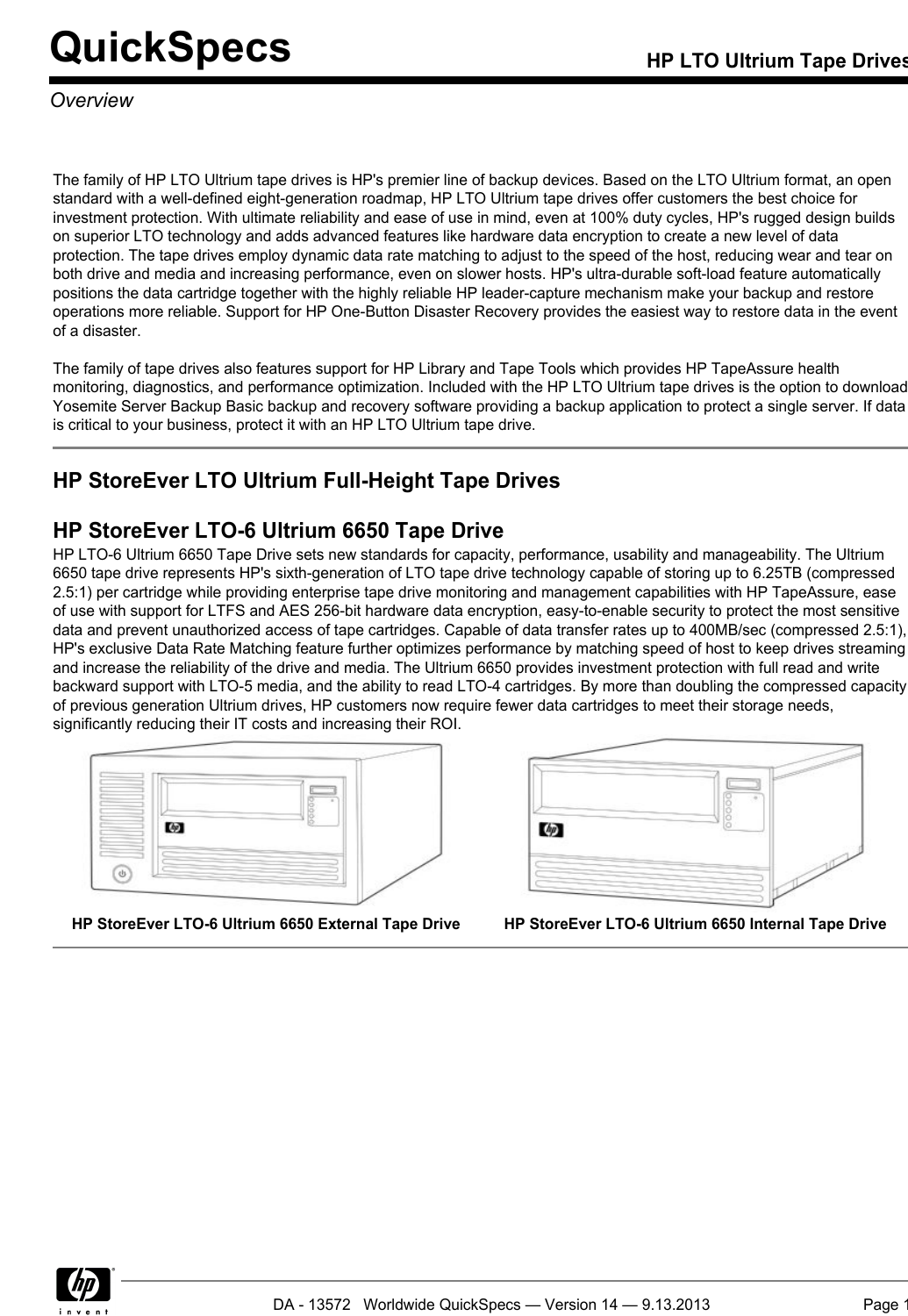# QuickSpecs

HP LTO Ultrium Tape Drives

*Overview*

The family of HP LTO Ultrium tape drives is HP's premier line of backup devices. Based on the LTO Ultrium format, an open standard with a well-defined eight-generation roadmap, HP LTO Ultrium tape drives offer customers the best choice for investment protection. With ultimate reliability and ease of use in mind, even at 100% duty cycles, HP's rugged design builds on superior LTO technology and adds advanced features like hardware data encryption to create a new level of data protection. The tape drives employ dynamic data rate matching to adjust to the speed of the host, reducing wear and tear on both drive and media and increasing performance, even on slower hosts. HP's ultra-durable soft-load feature automatically positions the data cartridge together with the highly reliable HP leader-capture mechanism make your backup and restore operations more reliable. Support for HP One-Button Disaster Recovery provides the easiest way to restore data in the event of a disaster.

The family of tape drives also features support for HP Library and Tape Tools which provides HP TapeAssure health monitoring, diagnostics, and performance optimization. Included with the HP LTO Ultrium tape drives is the option to download Yosemite Server Backup Basic backup and recovery software providing a backup application to protect a single server. If data is critical to your business, protect it with an HP LTO Ultrium tape drive.

## HP StoreEver LTO Ultrium Full-Height Tape Drives

### HP StoreEver LTO-6 Ultrium 6650 Tape Drive

HP LTO-6 Ultrium 6650 Tape Drive sets new standards for capacity, performance, usability and manageability. The Ultrium 6650 tape drive represents HP's sixth-generation of LTO tape drive technology capable of storing up to 6.25TB (compressed 2.5:1) per cartridge while providing enterprise tape drive monitoring and management capabilities with HP TapeAssure, ease of use with support for LTFS and AES 256-bit hardware data encryption, easy-to-enable security to protect the most sensitive data and prevent unauthorized access of tape cartridges. Capable of data transfer rates up to 400MB/sec (compressed 2.5:1), HP's exclusive Data Rate Matching feature further optimizes performance by matching speed of host to keep drives streaming and increase the reliability of the drive and media. The Ultrium 6650 provides investment protection with full read and write backward support with LTO-5 media, and the ability to read LTO-4 cartridges. By more than doubling the compressed capacity of previous generation Ultrium drives, HP customers now require fewer data cartridges to meet their storage needs, significantly reducing their IT costs and increasing their ROI.

HP StoreEver LTO-6 Ultrium 6650 External Tape Drive

HP StoreEver LTO-6 Ultrium 6650 Internal Tape Drive

DA - 13572 Worldwide QuickSpecs — Version 14 — 9.13.2013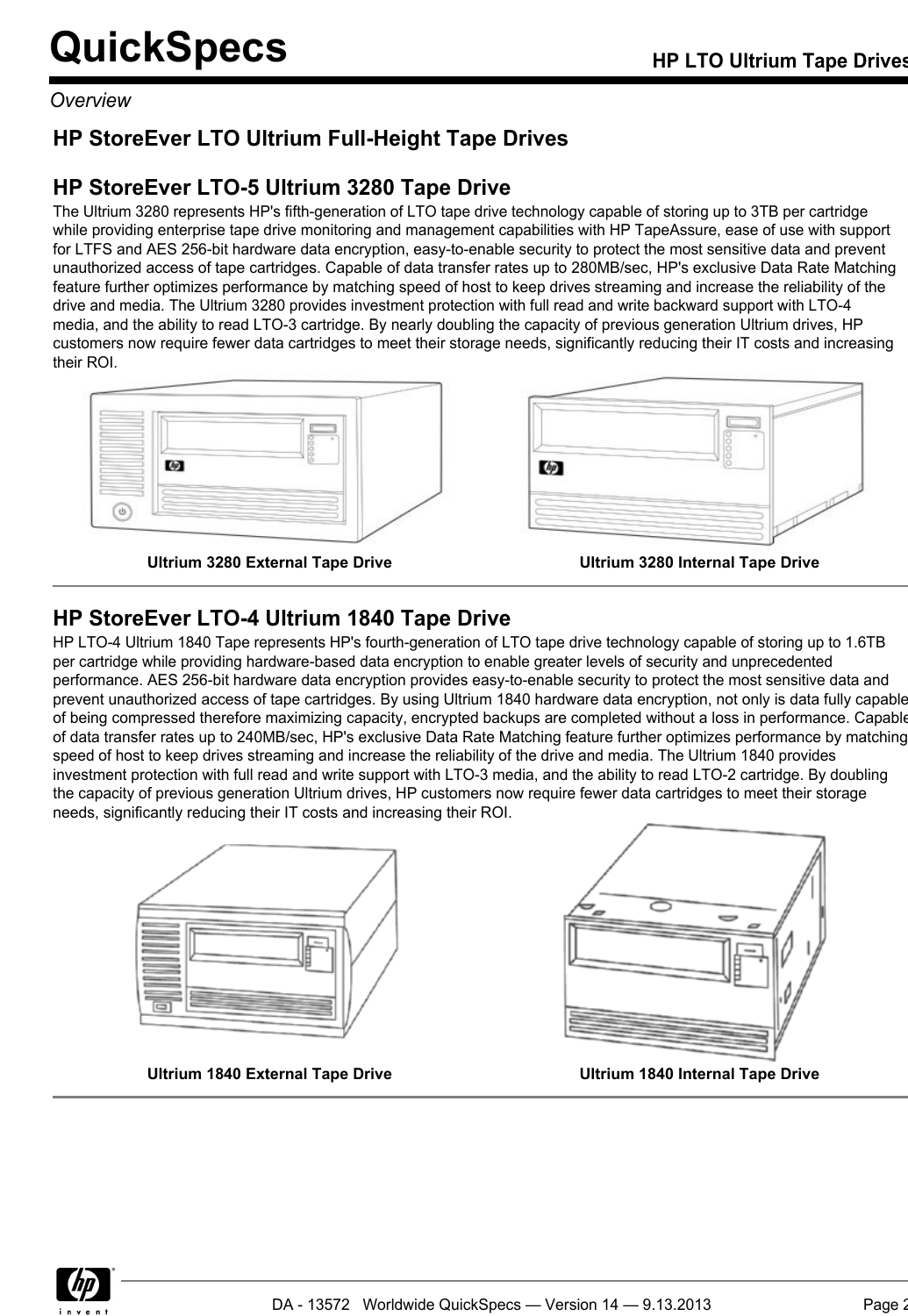*Overview*

## HP StoreEver LTO Ultrium Full-Height Tape Drives

### HP StoreEver LTO-5 Ultrium 3280 Tape Drive

The Ultrium 3280 represents HP's fifth-generation of LTO tape drive technology capable of storing up to 3TB per cartridge while providing enterprise tape drive monitoring and management capabilities with HP TapeAssure, ease of use with support for LTFS and AES 256-bit hardware data encryption, easy-to-enable security to protect the most sensitive data and prevent unauthorized access of tape cartridges. Capable of data transfer rates up to 280MB/sec, HP's exclusive Data Rate Matching feature further optimizes performance by matching speed of host to keep drives streaming and increase the reliability of the drive and media. The Ultrium 3280 provides investment protection with full read and write backward support with LTO-4 media, and the ability to read LTO-3 cartridge. By nearly doubling the capacity of previous generation Ultrium drives, HP customers now require fewer data cartridges to meet their storage needs, significantly reducing their IT costs and increasing their ROI.

**Ultrium 3280 External Tape Drive**

**Ultrium 3280 Internal Tape Drive**

### HP StoreEver LTO-4 Ultrium 1840 Tape Drive

HP LTO-4 Ultrium 1840 Tape represents HP's fourth-generation of LTO tape drive technology capable of storing up to 1.6TB per cartridge while providing hardware-based data encryption to enable greater levels of security and unprecedented performance. AES 256-bit hardware data encryption provides easy-to-enable security to protect the most sensitive data and prevent unauthorized access of tape cartridges. By using Ultrium 1840 hardware data encryption, not only is data fully capable of being compressed therefore maximizing capacity, encrypted backups are completed without a loss in performance. Capable of data transfer rates up to 240MB/sec, HP's exclusive Data Rate Matching feature further optimizes performance by matching speed of host to keep drives streaming and increase the reliability of the drive and media. The Ultrium 1840 provides investment protection with full read and write support with LTO-3 media, and the ability to read LTO-2 cartridge. By doubling the capacity of previous generation Ultrium drives, HP customers now require fewer data cartridges to meet their storage needs, significantly reducing their IT costs and increasing their ROI.

**Ultrium 1840 External Tape Drive**

**Ultrium 1840 Internal Tape Drive**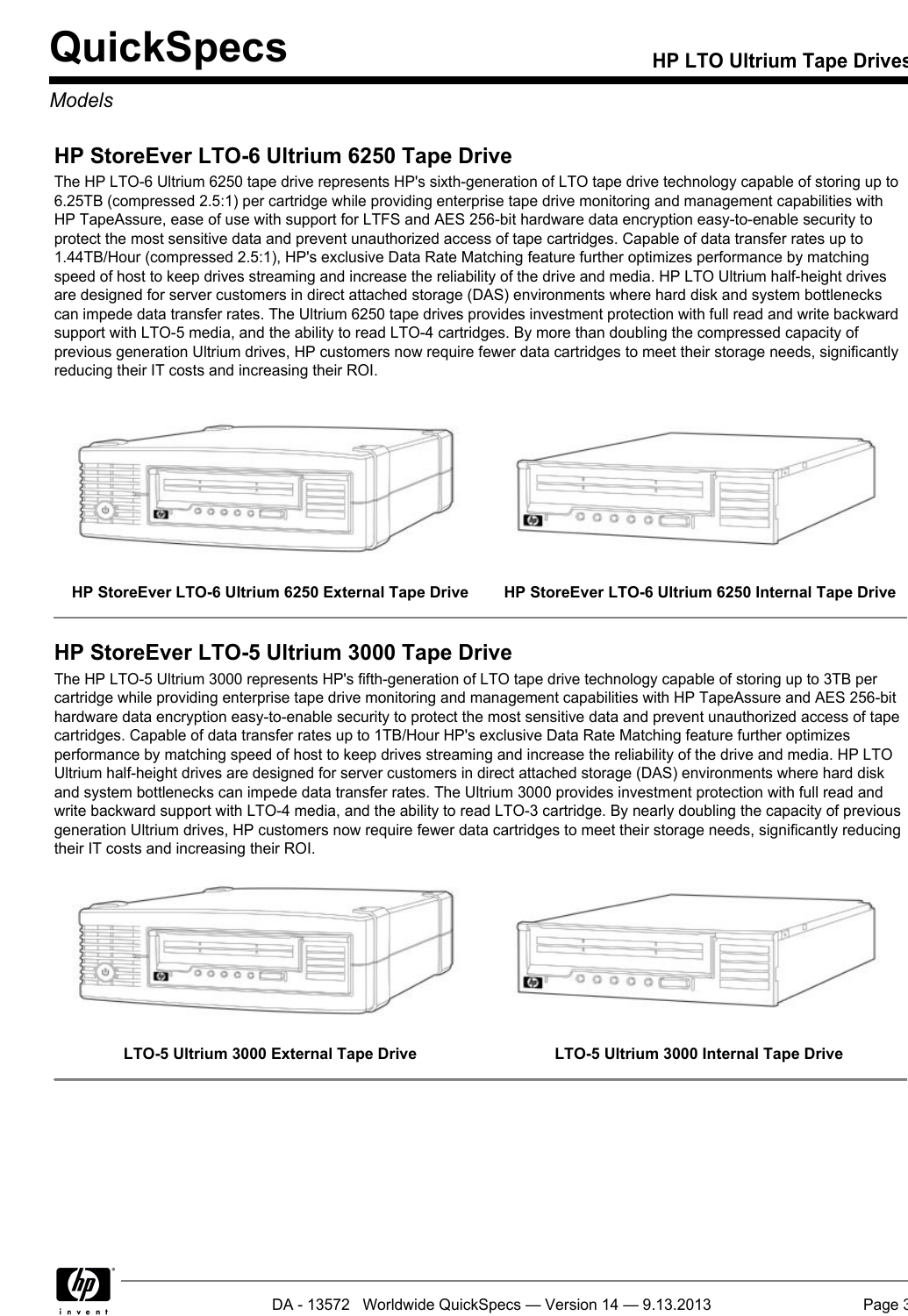*Models*

## HP StoreEver LTO-6 Ultrium 6250 Tape Drive

The HP LTO-6 Ultrium 6250 tape drive represents HP's sixth-generation of LTO tape drive technology capable of storing up to 6.25TB (compressed 2.5:1) per cartridge while providing enterprise tape drive monitoring and management capabilities with HP TapeAssure, ease of use with support for LTFS and AES 256-bit hardware data encryption easy-to-enable security to protect the most sensitive data and prevent unauthorized access of tape cartridges. Capable of data transfer rates up to 1.44TB/Hour (compressed 2.5:1), HP's exclusive Data Rate Matching feature further optimizes performance by matching speed of host to keep drives streaming and increase the reliability of the drive and media. HP LTO Ultrium half-height drives are designed for server customers in direct attached storage (DAS) environments where hard disk and system bottlenecks can impede data transfer rates. The Ultrium 6250 tape drives provides investment protection with full read and write backward support with LTO-5 media, and the ability to read LTO-4 cartridges. By more than doubling the compressed capacity of previous generation Ultrium drives, HP customers now require fewer data cartridges to meet their storage needs, significantly reducing their IT costs and increasing their ROI.

**HP StoreEver LTO-6 Ultrium 6250 External Tape Drive**

**HP StoreEver LTO-6 Ultrium 6250 Internal Tape Drive**

## HP StoreEver LTO-5 Ultrium 3000 Tape Drive

The HP LTO-5 Ultrium 3000 represents HP's fifth-generation of LTO tape drive technology capable of storing up to 3TB per cartridge while providing enterprise tape drive monitoring and management capabilities with HP TapeAssure and AES 256-bit hardware data encryption easy-to-enable security to protect the most sensitive data and prevent unauthorized access of tape cartridges. Capable of data transfer rates up to 1TB/Hour HP's exclusive Data Rate Matching feature further optimizes performance by matching speed of host to keep drives streaming and increase the reliability of the drive and media. HP LTO Ultrium half-height drives are designed for server customers in direct attached storage (DAS) environments where hard disk and system bottlenecks can impede data transfer rates. The Ultrium 3000 provides investment protection with full read and write backward support with LTO-4 media, and the ability to read LTO-3 cartridge. By nearly doubling the capacity of previous generation Ultrium drives, HP customers now require fewer data cartridges to meet their storage needs, significantly reducing their IT costs and increasing their ROI.

**LTO-5 Ultrium 3000 External Tape Drive**

**LTO-5 Ultrium 3000 Internal Tape Drive**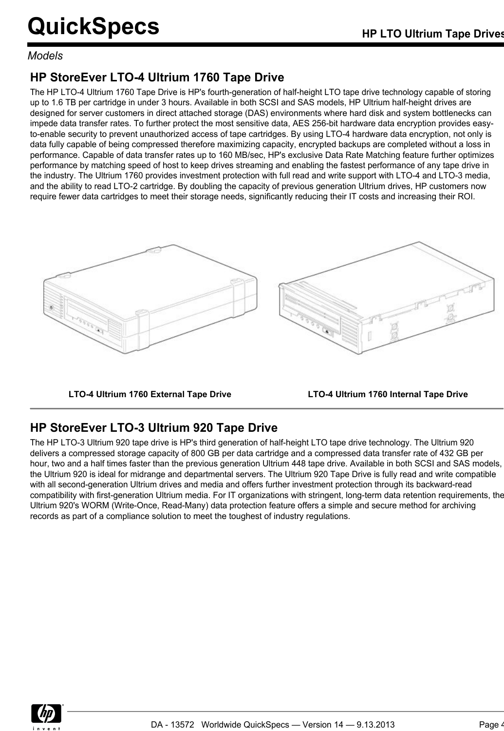*Models*

## HP StoreEver LTO-4 Ultrium 1760 Tape Drive

The HP LTO-4 Ultrium 1760 Tape Drive is HP's fourth-generation of half-height LTO tape drive technology capable of storing up to 1.6 TB per cartridge in under 3 hours. Available in both SCSI and SAS models, HP Ultrium half-height drives are designed for server customers in direct attached storage (DAS) environments where hard disk and system bottlenecks can impede data transfer rates. To further protect the most sensitive data, AES 256-bit hardware data encryption provides easy-to-enable security to prevent unauthorized access of tape cartridges. By using LTO-4 hardware data encryption, not only is data fully capable of being compressed therefore maximizing capacity, encrypted backups are completed without a loss in performance. Capable of data transfer rates up to 160 MB/sec, HP's exclusive Data Rate Matching feature further optimizes performance by matching speed of host to keep drives streaming and enabling the fastest performance of any tape drive in the industry. The Ultrium 1760 provides investment protection with full read and write support with LTO-4 and LTO-3 media, and the ability to read LTO-2 cartridge. By doubling the capacity of previous generation Ultrium drives, HP customers now require fewer data cartridges to meet their storage needs, significantly reducing their IT costs and increasing their ROI.

**LTO-4 Ultrium 1760 External Tape Drive**

**LTO-4 Ultrium 1760 Internal Tape Drive**

## HP StoreEver LTO-3 Ultrium 920 Tape Drive

The HP LTO-3 Ultrium 920 tape drive is HP's third generation of half-height LTO tape drive technology. The Ultrium 920 delivers a compressed storage capacity of 800 GB per data cartridge and a compressed data transfer rate of 432 GB per hour, two and a half times faster than the previous generation Ultrium 448 tape drive. Available in both SCSI and SAS models, the Ultrium 920 is ideal for midrange and departmental servers. The Ultrium 920 Tape Drive is fully read and write compatible with all second-generation Ultrium drives and media and offers further investment protection through its backward-read compatibility with first-generation Ultrium media. For IT organizations with stringent, long-term data retention requirements, the Ultrium 920's WORM (Write-Once, Read-Many) data protection feature offers a simple and secure method for archiving records as part of a compliance solution to meet the toughest of industry regulations.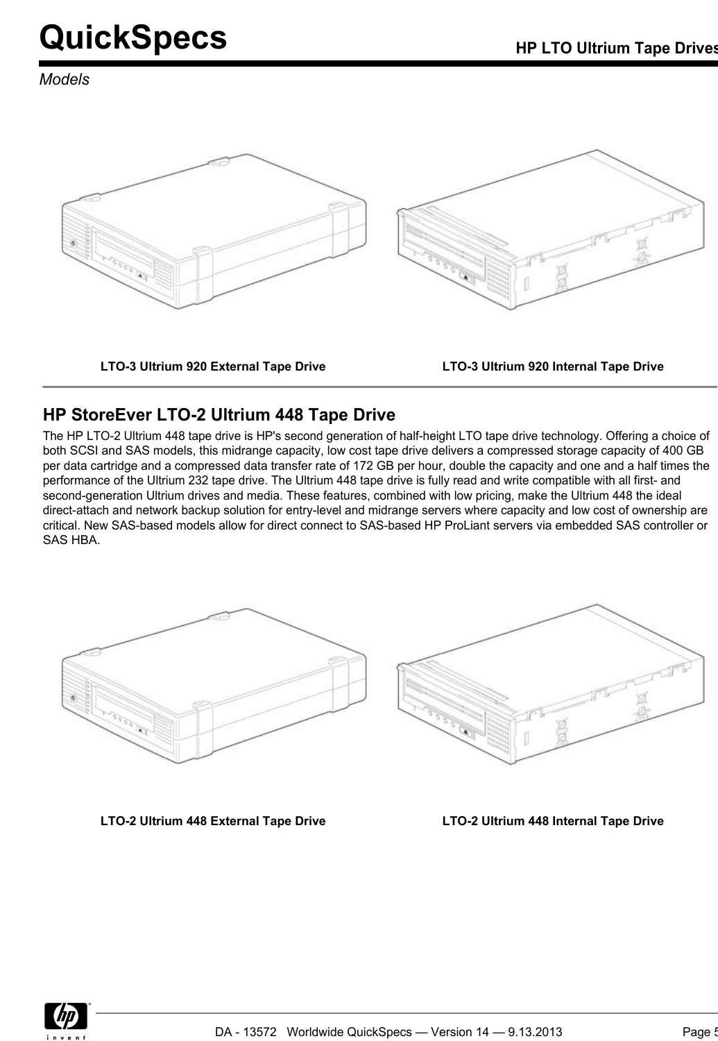*Models*

LTO-3 Ultrium 920 External Tape Drive

LTO-3 Ultrium 920 Internal Tape Drive

## HP StoreEver LTO-2 Ultrium 448 Tape Drive

The HP LTO-2 Ultrium 448 tape drive is HP's second generation of half-height LTO tape drive technology. Offering a choice of both SCSI and SAS models, this midrange capacity, low cost tape drive delivers a compressed storage capacity of 400 GB per data cartridge and a compressed data transfer rate of 172 GB per hour, double the capacity and one and a half times the performance of the Ultrium 232 tape drive. The Ultrium 448 tape drive is fully read and write compatible with all first- and second-generation Ultrium drives and media. These features, combined with low pricing, make the Ultrium 448 the ideal direct-attach and network backup solution for entry-level and midrange servers where capacity and low cost of ownership are critical. New SAS-based models allow for direct connect to SAS-based HP ProLiant servers via embedded SAS controller or SAS HBA.

LTO-2 Ultrium 448 External Tape Drive

LTO-2 Ultrium 448 Internal Tape Drive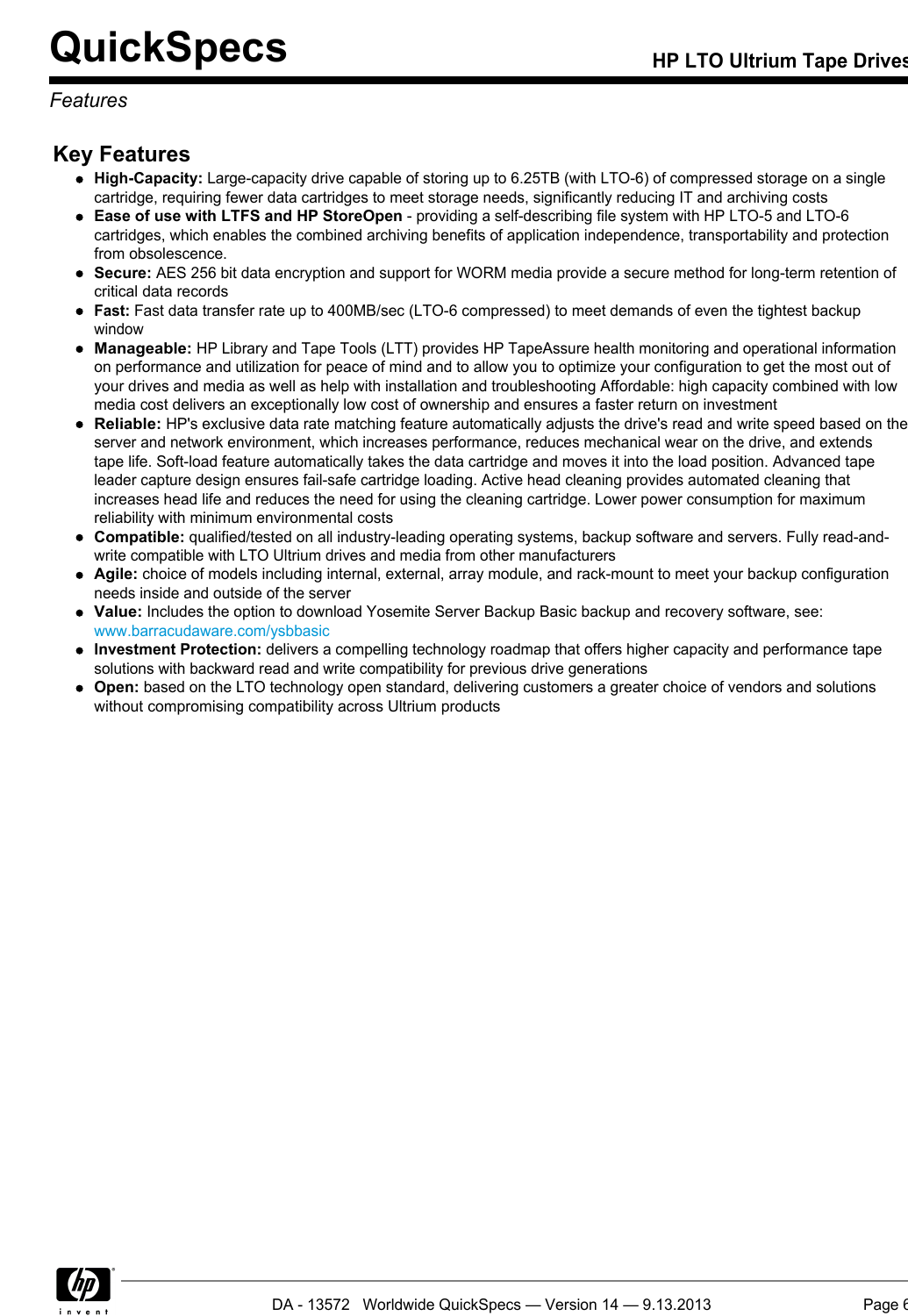*Features*

## Key Features

- **High-Capacity:** Large-capacity drive capable of storing up to 6.25TB (with LTO-6) of compressed storage on a single cartridge, requiring fewer data cartridges to meet storage needs, significantly reducing IT and archiving costs
- **Ease of use with LTFS and HP StoreOpen** - providing a self-describing file system with HP LTO-5 and LTO-6 cartridges, which enables the combined archiving benefits of application independence, transportability and protection from obsolescence.
- **Secure:** AES 256 bit data encryption and support for WORM media provide a secure method for long-term retention of critical data records
- **Fast:** Fast data transfer rate up to 400MB/sec (LTO-6 compressed) to meet demands of even the tightest backup window
- **Manageable:** HP Library and Tape Tools (LTT) provides HP TapeAssure health monitoring and operational information on performance and utilization for peace of mind and to allow you to optimize your configuration to get the most out of your drives and media as well as help with installation and troubleshooting Affordable: high capacity combined with low media cost delivers an exceptionally low cost of ownership and ensures a faster return on investment
- **Reliable:** HP's exclusive data rate matching feature automatically adjusts the drive's read and write speed based on the server and network environment, which increases performance, reduces mechanical wear on the drive, and extends tape life. Soft-load feature automatically takes the data cartridge and moves it into the load position. Advanced tape leader capture design ensures fail-safe cartridge loading. Active head cleaning provides automated cleaning that increases head life and reduces the need for using the cleaning cartridge. Lower power consumption for maximum reliability with minimum environmental costs
- **Compatible:** qualified/tested on all industry-leading operating systems, backup software and servers. Fully read-and-write compatible with LTO Ultrium drives and media from other manufacturers
- **Agile:** choice of models including internal, external, array module, and rack-mount to meet your backup configuration needs inside and outside of the server
- **Value:** Includes the option to download Yosemite Server Backup Basic backup and recovery software, see: www.barracudaware.com/ysbbasic
- **Investment Protection:** delivers a compelling technology roadmap that offers higher capacity and performance tape solutions with backward read and write compatibility for previous drive generations
- **Open:** based on the LTO technology open standard, delivering customers a greater choice of vendors and solutions without compromising compatibility across Ultrium products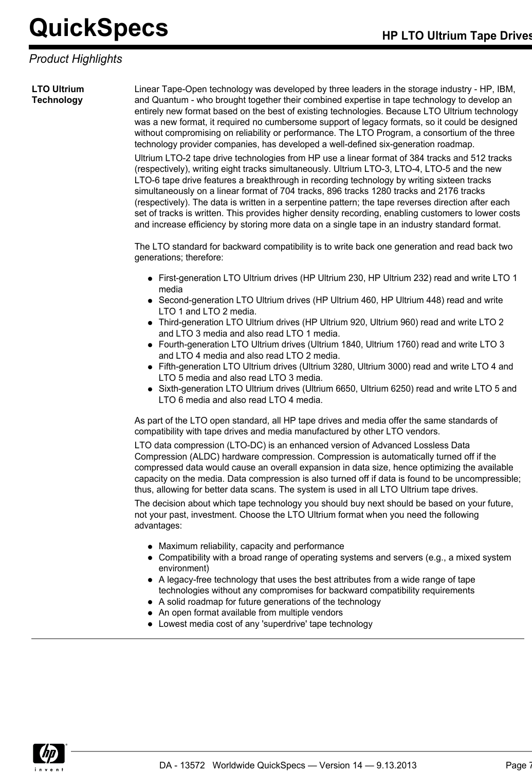## Product Highlights

**LTO Ultrium Technology**

Linear Tape-Open technology was developed by three leaders in the storage industry - HP, IBM, and Quantum - who brought together their combined expertise in tape technology to develop an entirely new format based on the best of existing technologies. Because LTO Ultrium technology was a new format, it required no cumbersome support of legacy formats, so it could be designed without compromising on reliability or performance. The LTO Program, a consortium of the three technology provider companies, has developed a well-defined six-generation roadmap.

Ultrium LTO-2 tape drive technologies from HP use a linear format of 384 tracks and 512 tracks (respectively), writing eight tracks simultaneously. Ultrium LTO-3, LTO-4, LTO-5 and the new LTO-6 tape drive features a breakthrough in recording technology by writing sixteen tracks simultaneously on a linear format of 704 tracks, 896 tracks 1280 tracks and 2176 tracks (respectively). The data is written in a serpentine pattern; the tape reverses direction after each set of tracks is written. This provides higher density recording, enabling customers to lower costs and increase efficiency by storing more data on a single tape in an industry standard format.

The LTO standard for backward compatibility is to write back one generation and read back two generations; therefore:

- First-generation LTO Ultrium drives (HP Ultrium 230, HP Ultrium 232) read and write LTO 1 media
- Second-generation LTO Ultrium drives (HP Ultrium 460, HP Ultrium 448) read and write LTO 1 and LTO 2 media.
- Third-generation LTO Ultrium drives (HP Ultrium 920, Ultrium 960) read and write LTO 2 and LTO 3 media and also read LTO 1 media.
- Fourth-generation LTO Ultrium drives (Ultrium 1840, Ultrium 1760) read and write LTO 3 and LTO 4 media and also read LTO 2 media.
- Fifth-generation LTO Ultrium drives (Ultrium 3280, Ultrium 3000) read and write LTO 4 and LTO 5 media and also read LTO 3 media.
- Sixth-generation LTO Ultrium drives (Ultrium 6650, Ultrium 6250) read and write LTO 5 and LTO 6 media and also read LTO 4 media.

As part of the LTO open standard, all HP tape drives and media offer the same standards of compatibility with tape drives and media manufactured by other LTO vendors.

LTO data compression (LTO-DC) is an enhanced version of Advanced Lossless Data Compression (ALDC) hardware compression. Compression is automatically turned off if the compressed data would cause an overall expansion in data size, hence optimizing the available capacity on the media. Data compression is also turned off if data is found to be uncompressible; thus, allowing for better data scans. The system is used in all LTO Ultrium tape drives.

The decision about which tape technology you should buy next should be based on your future, not your past, investment. Choose the LTO Ultrium format when you need the following advantages:

- Maximum reliability, capacity and performance
- Compatibility with a broad range of operating systems and servers (e.g., a mixed system environment)
- A legacy-free technology that uses the best attributes from a wide range of tape technologies without any compromises for backward compatibility requirements
- A solid roadmap for future generations of the technology
- An open format available from multiple vendors
- Lowest media cost of any 'superdrive' tape technology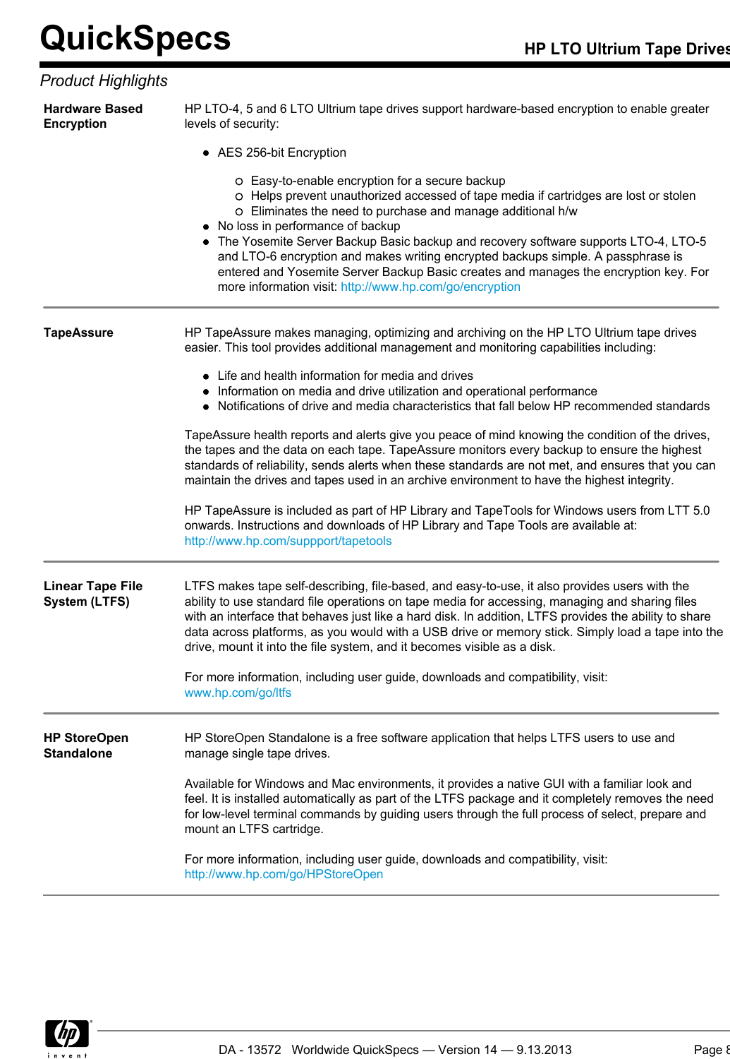## Product Highlights

**Hardware Based Encryption**

HP LTO-4, 5 and 6 LTO Ultrium tape drives support hardware-based encryption to enable greater levels of security:

- AES 256-bit Encryption
  - Easy-to-enable encryption for a secure backup
  - Helps prevent unauthorized accessed of tape media if cartridges are lost or stolen
  - Eliminates the need to purchase and manage additional h/w
- No loss in performance of backup
- The Yosemite Server Backup Basic backup and recovery software supports LTO-4, LTO-5 and LTO-6 encryption and makes writing encrypted backups simple. A passphrase is entered and Yosemite Server Backup Basic creates and manages the encryption key. For more information visit: http://www.hp.com/go/encryption

---

**TapeAssure**

HP TapeAssure makes managing, optimizing and archiving on the HP LTO Ultrium tape drives easier. This tool provides additional management and monitoring capabilities including:

- Life and health information for media and drives
- Information on media and drive utilization and operational performance
- Notifications of drive and media characteristics that fall below HP recommended standards

TapeAssure health reports and alerts give you peace of mind knowing the condition of the drives, the tapes and the data on each tape. TapeAssure monitors every backup to ensure the highest standards of reliability, sends alerts when these standards are not met, and ensures that you can maintain the drives and tapes used in an archive environment to have the highest integrity.

HP TapeAssure is included as part of HP Library and TapeTools for Windows users from LTT 5.0 onwards. Instructions and downloads of HP Library and Tape Tools are available at: http://www.hp.com/suppport/tapetools

---

**Linear Tape File System (LTFS)**

LTFS makes tape self-describing, file-based, and easy-to-use, it also provides users with the ability to use standard file operations on tape media for accessing, managing and sharing files with an interface that behaves just like a hard disk. In addition, LTFS provides the ability to share data across platforms, as you would with a USB drive or memory stick. Simply load a tape into the drive, mount it into the file system, and it becomes visible as a disk.

For more information, including user guide, downloads and compatibility, visit: www.hp.com/go/ltfs

---

**HP StoreOpen Standalone**

HP StoreOpen Standalone is a free software application that helps LTFS users to use and manage single tape drives.

Available for Windows and Mac environments, it provides a native GUI with a familiar look and feel. It is installed automatically as part of the LTFS package and it completely removes the need for low-level terminal commands by guiding users through the full process of select, prepare and mount an LTFS cartridge.

For more information, including user guide, downloads and compatibility, visit: http://www.hp.com/go/HPStoreOpen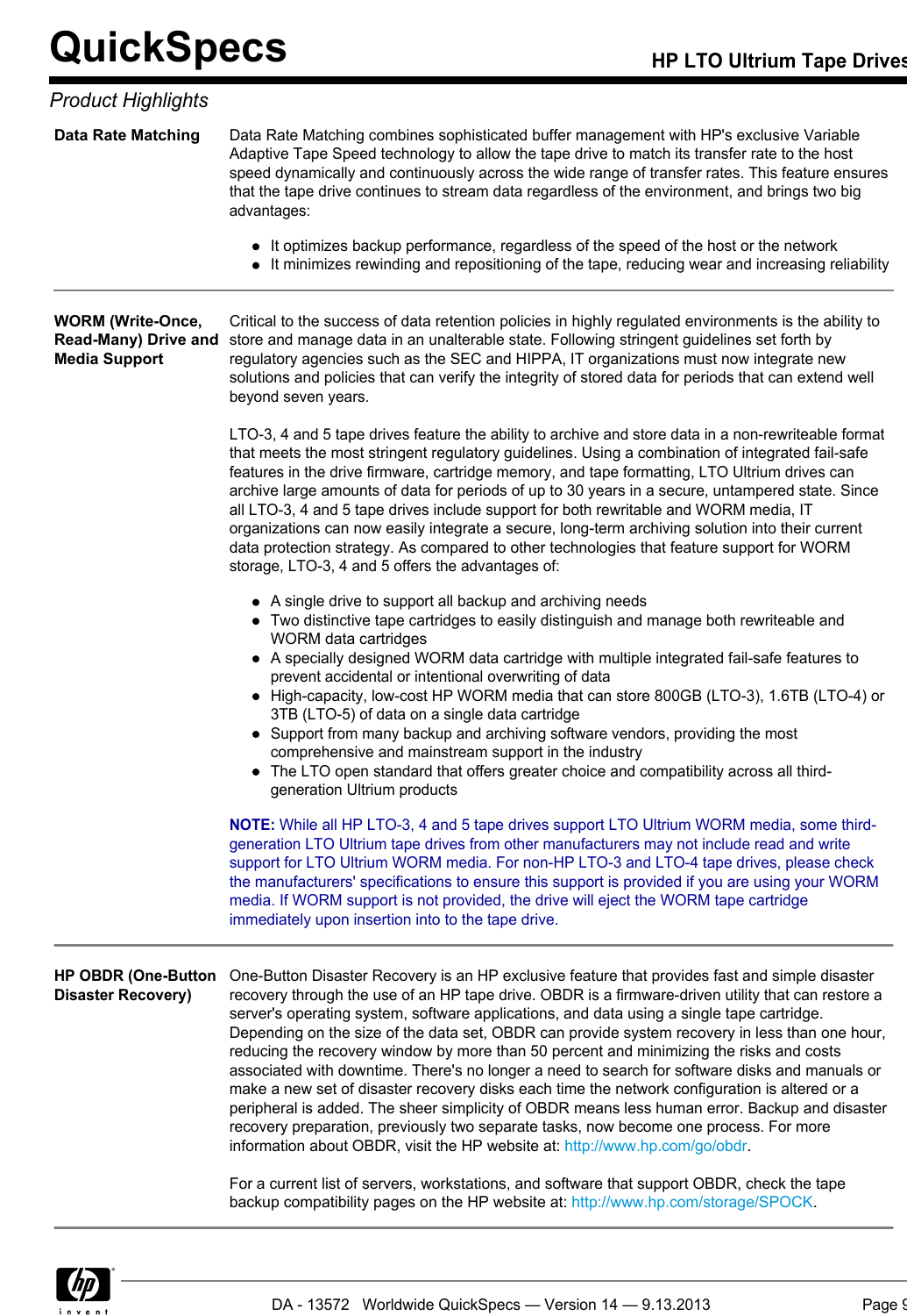## Product Highlights

**Data Rate Matching**

Data Rate Matching combines sophisticated buffer management with HP's exclusive Variable Adaptive Tape Speed technology to allow the tape drive to match its transfer rate to the host speed dynamically and continuously across the wide range of transfer rates. This feature ensures that the tape drive continues to stream data regardless of the environment, and brings two big advantages:

- It optimizes backup performance, regardless of the speed of the host or the network
- It minimizes rewinding and repositioning of the tape, reducing wear and increasing reliability

---

**WORM (Write-Once, Read-Many) Drive and Media Support**

Critical to the success of data retention policies in highly regulated environments is the ability to store and manage data in an unalterable state. Following stringent guidelines set forth by regulatory agencies such as the SEC and HIPPA, IT organizations must now integrate new solutions and policies that can verify the integrity of stored data for periods that can extend well beyond seven years.

LTO-3, 4 and 5 tape drives feature the ability to archive and store data in a non-rewriteable format that meets the most stringent regulatory guidelines. Using a combination of integrated fail-safe features in the drive firmware, cartridge memory, and tape formatting, LTO Ultrium drives can archive large amounts of data for periods of up to 30 years in a secure, untampered state. Since all LTO-3, 4 and 5 tape drives include support for both rewritable and WORM media, IT organizations can now easily integrate a secure, long-term archiving solution into their current data protection strategy. As compared to other technologies that feature support for WORM storage, LTO-3, 4 and 5 offers the advantages of:

- A single drive to support all backup and archiving needs
- Two distinctive tape cartridges to easily distinguish and manage both rewriteable and WORM data cartridges
- A specially designed WORM data cartridge with multiple integrated fail-safe features to prevent accidental or intentional overwriting of data
- High-capacity, low-cost HP WORM media that can store 800GB (LTO-3), 1.6TB (LTO-4) or 3TB (LTO-5) of data on a single data cartridge
- Support from many backup and archiving software vendors, providing the most comprehensive and mainstream support in the industry
- The LTO open standard that offers greater choice and compatibility across all third-generation Ultrium products

**NOTE:** While all HP LTO-3, 4 and 5 tape drives support LTO Ultrium WORM media, some third-generation LTO Ultrium tape drives from other manufacturers may not include read and write support for LTO Ultrium WORM media. For non-HP LTO-3 and LTO-4 tape drives, please check the manufacturers' specifications to ensure this support is provided if you are using your WORM media. If WORM support is not provided, the drive will eject the WORM tape cartridge immediately upon insertion into to the tape drive.

---

**HP OBDR (One-Button Disaster Recovery)**

One-Button Disaster Recovery is an HP exclusive feature that provides fast and simple disaster recovery through the use of an HP tape drive. OBDR is a firmware-driven utility that can restore a server's operating system, software applications, and data using a single tape cartridge. Depending on the size of the data set, OBDR can provide system recovery in less than one hour, reducing the recovery window by more than 50 percent and minimizing the risks and costs associated with downtime. There's no longer a need to search for software disks and manuals or make a new set of disaster recovery disks each time the network configuration is altered or a peripheral is added. The sheer simplicity of OBDR means less human error. Backup and disaster recovery preparation, previously two separate tasks, now become one process. For more information about OBDR, visit the HP website at: http://www.hp.com/go/obdr.

For a current list of servers, workstations, and software that support OBDR, check the tape backup compatibility pages on the HP website at: http://www.hp.com/storage/SPOCK.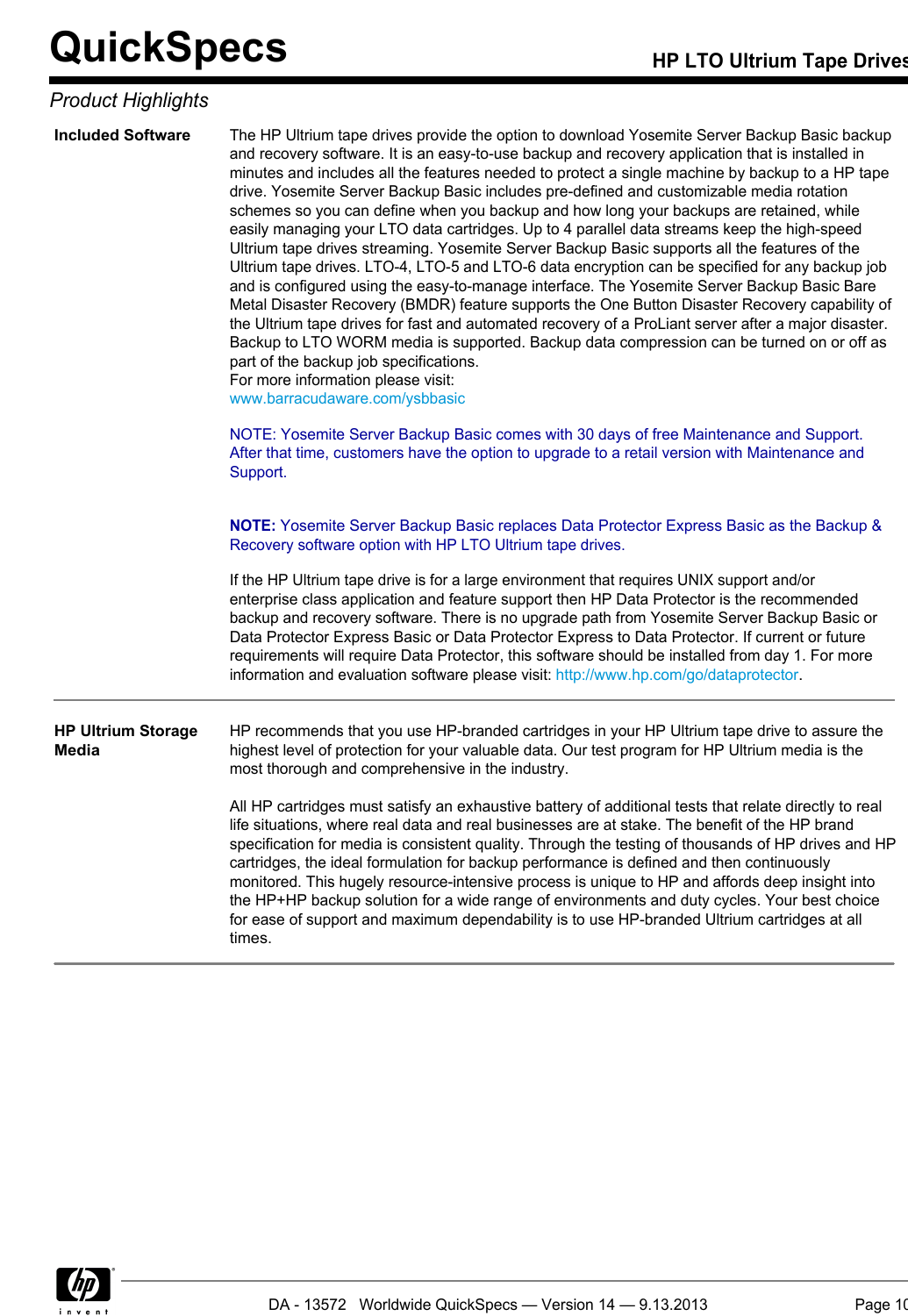## Product Highlights

**Included Software**

The HP Ultrium tape drives provide the option to download Yosemite Server Backup Basic backup and recovery software. It is an easy-to-use backup and recovery application that is installed in minutes and includes all the features needed to protect a single machine by backup to a HP tape drive. Yosemite Server Backup Basic includes pre-defined and customizable media rotation schemes so you can define when you backup and how long your backups are retained, while easily managing your LTO data cartridges. Up to 4 parallel data streams keep the high-speed Ultrium tape drives streaming. Yosemite Server Backup Basic supports all the features of the Ultrium tape drives. LTO-4, LTO-5 and LTO-6 data encryption can be specified for any backup job and is configured using the easy-to-manage interface. The Yosemite Server Backup Basic Bare Metal Disaster Recovery (BMDR) feature supports the One Button Disaster Recovery capability of the Ultrium tape drives for fast and automated recovery of a ProLiant server after a major disaster. Backup to LTO WORM media is supported. Backup data compression can be turned on or off as part of the backup job specifications.
For more information please visit:
www.barracudaware.com/ysbbasic

NOTE: Yosemite Server Backup Basic comes with 30 days of free Maintenance and Support. After that time, customers have the option to upgrade to a retail version with Maintenance and Support.

**NOTE:** Yosemite Server Backup Basic replaces Data Protector Express Basic as the Backup & Recovery software option with HP LTO Ultrium tape drives.

If the HP Ultrium tape drive is for a large environment that requires UNIX support and/or enterprise class application and feature support then HP Data Protector is the recommended backup and recovery software. There is no upgrade path from Yosemite Server Backup Basic or Data Protector Express Basic or Data Protector Express to Data Protector. If current or future requirements will require Data Protector, this software should be installed from day 1. For more information and evaluation software please visit: http://www.hp.com/go/dataprotector.

**HP Ultrium Storage Media**

HP recommends that you use HP-branded cartridges in your HP Ultrium tape drive to assure the highest level of protection for your valuable data. Our test program for HP Ultrium media is the most thorough and comprehensive in the industry.

All HP cartridges must satisfy an exhaustive battery of additional tests that relate directly to real life situations, where real data and real businesses are at stake. The benefit of the HP brand specification for media is consistent quality. Through the testing of thousands of HP drives and HP cartridges, the ideal formulation for backup performance is defined and then continuously monitored. This hugely resource-intensive process is unique to HP and affords deep insight into the HP+HP backup solution for a wide range of environments and duty cycles. Your best choice for ease of support and maximum dependability is to use HP-branded Ultrium cartridges at all times.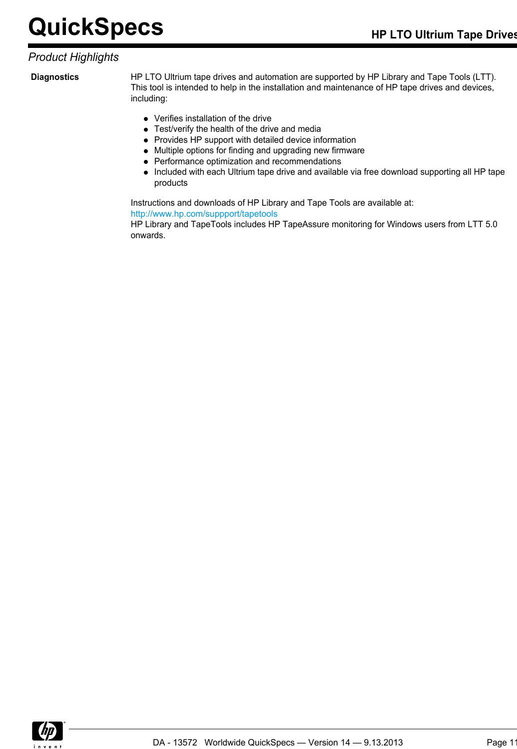## Product Highlights

**Diagnostics**

HP LTO Ultrium tape drives and automation are supported by HP Library and Tape Tools (LTT). This tool is intended to help in the installation and maintenance of HP tape drives and devices, including:

- Verifies installation of the drive
- Test/verify the health of the drive and media
- Provides HP support with detailed device information
- Multiple options for finding and upgrading new firmware
- Performance optimization and recommendations
- Included with each Ultrium tape drive and available via free download supporting all HP tape products

Instructions and downloads of HP Library and Tape Tools are available at:
http://www.hp.com/suppport/tapetools
HP Library and TapeTools includes HP TapeAssure monitoring for Windows users from LTT 5.0 onwards.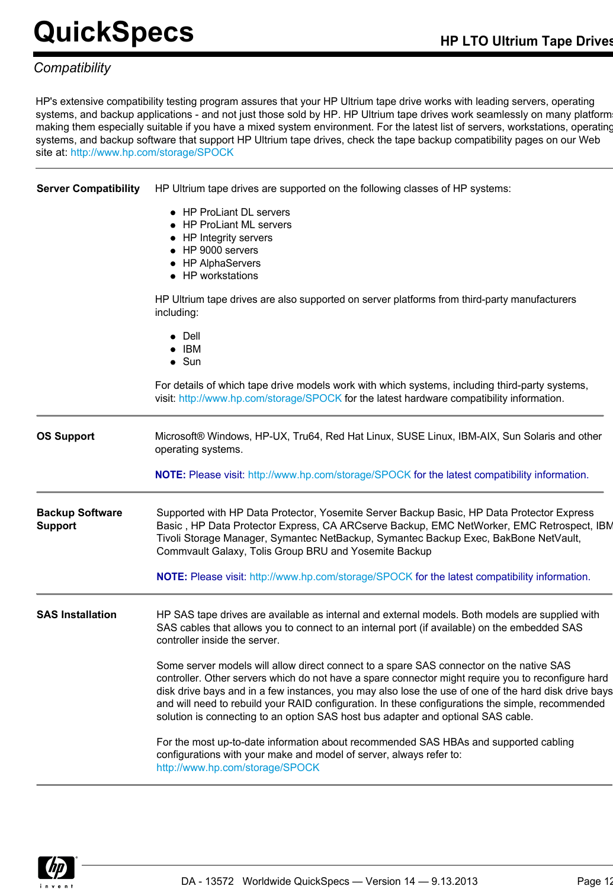## Compatibility

HP's extensive compatibility testing program assures that your HP Ultrium tape drive works with leading servers, operating systems, and backup applications - and not just those sold by HP. HP Ultrium tape drives work seamlessly on many platforms making them especially suitable if you have a mixed system environment. For the latest list of servers, workstations, operating systems, and backup software that support HP Ultrium tape drives, check the tape backup compatibility pages on our Web site at: http://www.hp.com/storage/SPOCK

**Server Compatibility**

HP Ultrium tape drives are supported on the following classes of HP systems:

- HP ProLiant DL servers
- HP ProLiant ML servers
- HP Integrity servers
- HP 9000 servers
- HP AlphaServers
- HP workstations

HP Ultrium tape drives are also supported on server platforms from third-party manufacturers including:

- Dell
- IBM
- Sun

For details of which tape drive models work with which systems, including third-party systems, visit: http://www.hp.com/storage/SPOCK for the latest hardware compatibility information.

**OS Support**

Microsoft® Windows, HP-UX, Tru64, Red Hat Linux, SUSE Linux, IBM-AIX, Sun Solaris and other operating systems.

**NOTE:** Please visit: http://www.hp.com/storage/SPOCK for the latest compatibility information.

**Backup Software Support**

Supported with HP Data Protector, Yosemite Server Backup Basic, HP Data Protector Express Basic , HP Data Protector Express, CA ARCserve Backup, EMC NetWorker, EMC Retrospect, IBM Tivoli Storage Manager, Symantec NetBackup, Symantec Backup Exec, BakBone NetVault, Commvault Galaxy, Tolis Group BRU and Yosemite Backup

**NOTE:** Please visit: http://www.hp.com/storage/SPOCK for the latest compatibility information.

**SAS Installation**

HP SAS tape drives are available as internal and external models. Both models are supplied with SAS cables that allows you to connect to an internal port (if available) on the embedded SAS controller inside the server.

Some server models will allow direct connect to a spare SAS connector on the native SAS controller. Other servers which do not have a spare connector might require you to reconfigure hard disk drive bays and in a few instances, you may also lose the use of one of the hard disk drive bays and will need to rebuild your RAID configuration. In these configurations the simple, recommended solution is connecting to an option SAS host bus adapter and optional SAS cable.

For the most up-to-date information about recommended SAS HBAs and supported cabling configurations with your make and model of server, always refer to: http://www.hp.com/storage/SPOCK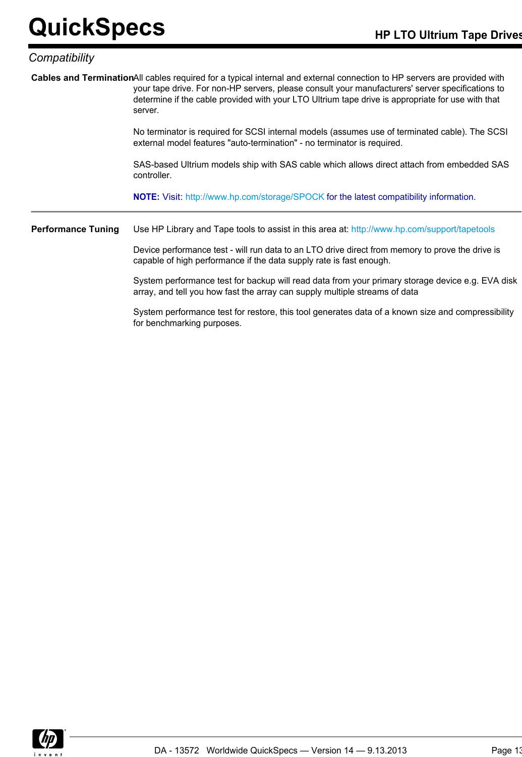## Compatibility

**Cables and Termination**

All cables required for a typical internal and external connection to HP servers are provided with your tape drive. For non-HP servers, please consult your manufacturers' server specifications to determine if the cable provided with your LTO Ultrium tape drive is appropriate for use with that server.

No terminator is required for SCSI internal models (assumes use of terminated cable). The SCSI external model features "auto-termination" - no terminator is required.

SAS-based Ultrium models ship with SAS cable which allows direct attach from embedded SAS controller.

**NOTE:** Visit: http://www.hp.com/storage/SPOCK for the latest compatibility information.

---

**Performance Tuning**

Use HP Library and Tape tools to assist in this area at: http://www.hp.com/support/tapetools

Device performance test - will run data to an LTO drive direct from memory to prove the drive is capable of high performance if the data supply rate is fast enough.

System performance test for backup will read data from your primary storage device e.g. EVA disk array, and tell you how fast the array can supply multiple streams of data

System performance test for restore, this tool generates data of a known size and compressibility for benchmarking purposes.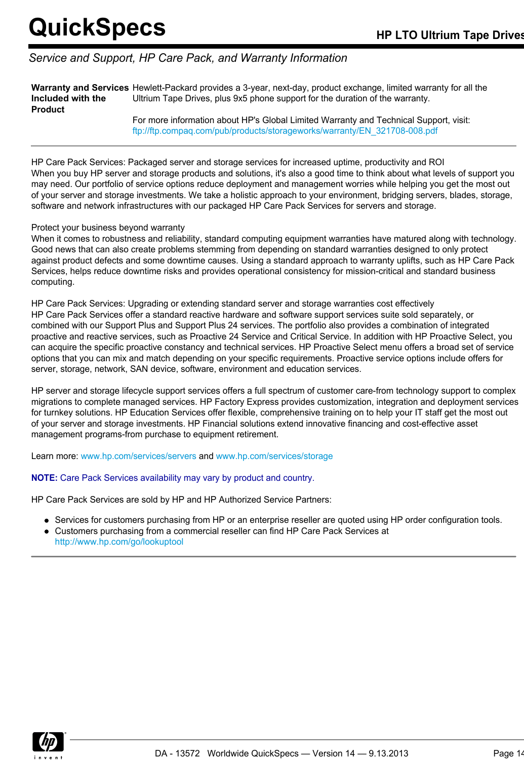## Service and Support, HP Care Pack, and Warranty Information

| | |
|---|---|
| **Warranty and Services Included with the Product** | Hewlett-Packard provides a 3-year, next-day, product exchange, limited warranty for all the Ultrium Tape Drives, plus 9x5 phone support for the duration of the warranty.<br><br>For more information about HP's Global Limited Warranty and Technical Support, visit: ftp://ftp.compaq.com/pub/products/storageworks/warranty/EN_321708-008.pdf |

HP Care Pack Services: Packaged server and storage services for increased uptime, productivity and ROI
When you buy HP server and storage products and solutions, it's also a good time to think about what levels of support you may need. Our portfolio of service options reduce deployment and management worries while helping you get the most out of your server and storage investments. We take a holistic approach to your environment, bridging servers, blades, storage, software and network infrastructures with our packaged HP Care Pack Services for servers and storage.

Protect your business beyond warranty
When it comes to robustness and reliability, standard computing equipment warranties have matured along with technology. Good news that can also create problems stemming from depending on standard warranties designed to only protect against product defects and some downtime causes. Using a standard approach to warranty uplifts, such as HP Care Pack Services, helps reduce downtime risks and provides operational consistency for mission-critical and standard business computing.

HP Care Pack Services: Upgrading or extending standard server and storage warranties cost effectively
HP Care Pack Services offer a standard reactive hardware and software support services suite sold separately, or combined with our Support Plus and Support Plus 24 services. The portfolio also provides a combination of integrated proactive and reactive services, such as Proactive 24 Service and Critical Service. In addition with HP Proactive Select, you can acquire the specific proactive constancy and technical services. HP Proactive Select menu offers a broad set of service options that you can mix and match depending on your specific requirements. Proactive service options include offers for server, storage, network, SAN device, software, environment and education services.

HP server and storage lifecycle support services offers a full spectrum of customer care-from technology support to complex migrations to complete managed services. HP Factory Express provides customization, integration and deployment services for turnkey solutions. HP Education Services offer flexible, comprehensive training on to help your IT staff get the most out of your server and storage investments. HP Financial solutions extend innovative financing and cost-effective asset management programs-from purchase to equipment retirement.

Learn more: www.hp.com/services/servers and www.hp.com/services/storage

**NOTE:** Care Pack Services availability may vary by product and country.

HP Care Pack Services are sold by HP and HP Authorized Service Partners:

- Services for customers purchasing from HP or an enterprise reseller are quoted using HP order configuration tools.
- Customers purchasing from a commercial reseller can find HP Care Pack Services at http://www.hp.com/go/lookuptool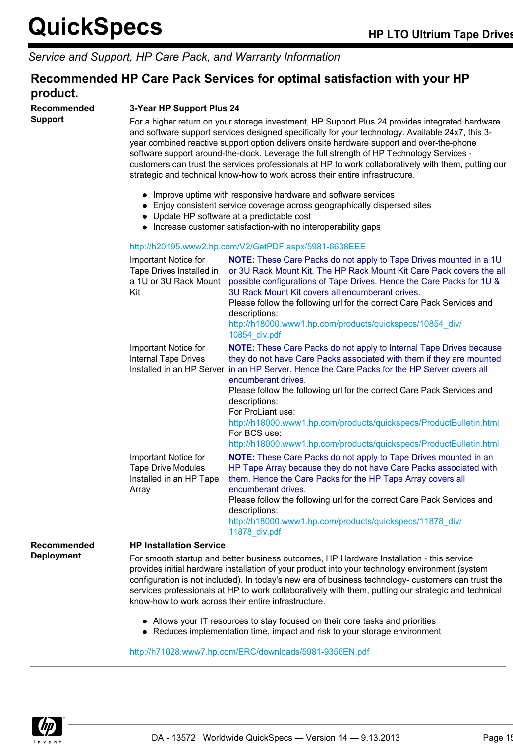*Service and Support, HP Care Pack, and Warranty Information*

## Recommended HP Care Pack Services for optimal satisfaction with your HP product.

**Recommended Support**

**3-Year HP Support Plus 24**

For a higher return on your storage investment, HP Support Plus 24 provides integrated hardware and software support services designed specifically for your technology. Available 24x7, this 3-year combined reactive support option delivers onsite hardware support and over-the-phone software support around-the-clock. Leverage the full strength of HP Technology Services - customers can trust the services professionals at HP to work collaboratively with them, putting our strategic and technical know-how to work across their entire infrastructure.

- Improve uptime with responsive hardware and software services
- Enjoy consistent service coverage across geographically dispersed sites
- Update HP software at a predictable cost
- Increase customer satisfaction-with no interoperability gaps

http://h20195.www2.hp.com/V2/GetPDF.aspx/5981-6638EEE

| | |
|---|---|
| Important Notice for Tape Drives Installed in a 1U or 3U Rack Mount Kit | **NOTE:** These Care Packs do not apply to Tape Drives mounted in a 1U or 3U Rack Mount Kit. The HP Rack Mount Kit Care Pack covers the all possible configurations of Tape Drives. Hence the Care Packs for 1U & 3U Rack Mount Kit covers all encumberant drives. Please follow the following url for the correct Care Pack Services and descriptions: http://h18000.www1.hp.com/products/quickspecs/10854_div/10854_div.pdf |
| Important Notice for Internal Tape Drives Installed in an HP Server | **NOTE:** These Care Packs do not apply to Internal Tape Drives because they do not have Care Packs associated with them if they are mounted in an HP Server. Hence the Care Packs for the HP Server covers all encumberant drives. Please follow the following url for the correct Care Pack Services and descriptions: For ProLiant use: http://h18000.www1.hp.com/products/quickspecs/ProductBulletin.html For BCS use: http://h18000.www1.hp.com/products/quickspecs/ProductBulletin.html |
| Important Notice for Tape Drive Modules Installed in an HP Tape Array | **NOTE:** These Care Packs do not apply to Tape Drives mounted in an HP Tape Array because they do not have Care Packs associated with them. Hence the Care Packs for the HP Tape Array covers all encumberant drives. Please follow the following url for the correct Care Pack Services and descriptions: http://h18000.www1.hp.com/products/quickspecs/11878_div/11878_div.pdf |

**Recommended Deployment**

**HP Installation Service**

For smooth startup and better business outcomes, HP Hardware Installation - this service provides initial hardware installation of your product into your technology environment (system configuration is not included). In today's new era of business technology- customers can trust the services professionals at HP to work collaboratively with them, putting our strategic and technical know-how to work across their entire infrastructure.

- Allows your IT resources to stay focused on their core tasks and priorities
- Reduces implementation time, impact and risk to your storage environment

http://h71028.www7.hp.com/ERC/downloads/5981-9356EN.pdf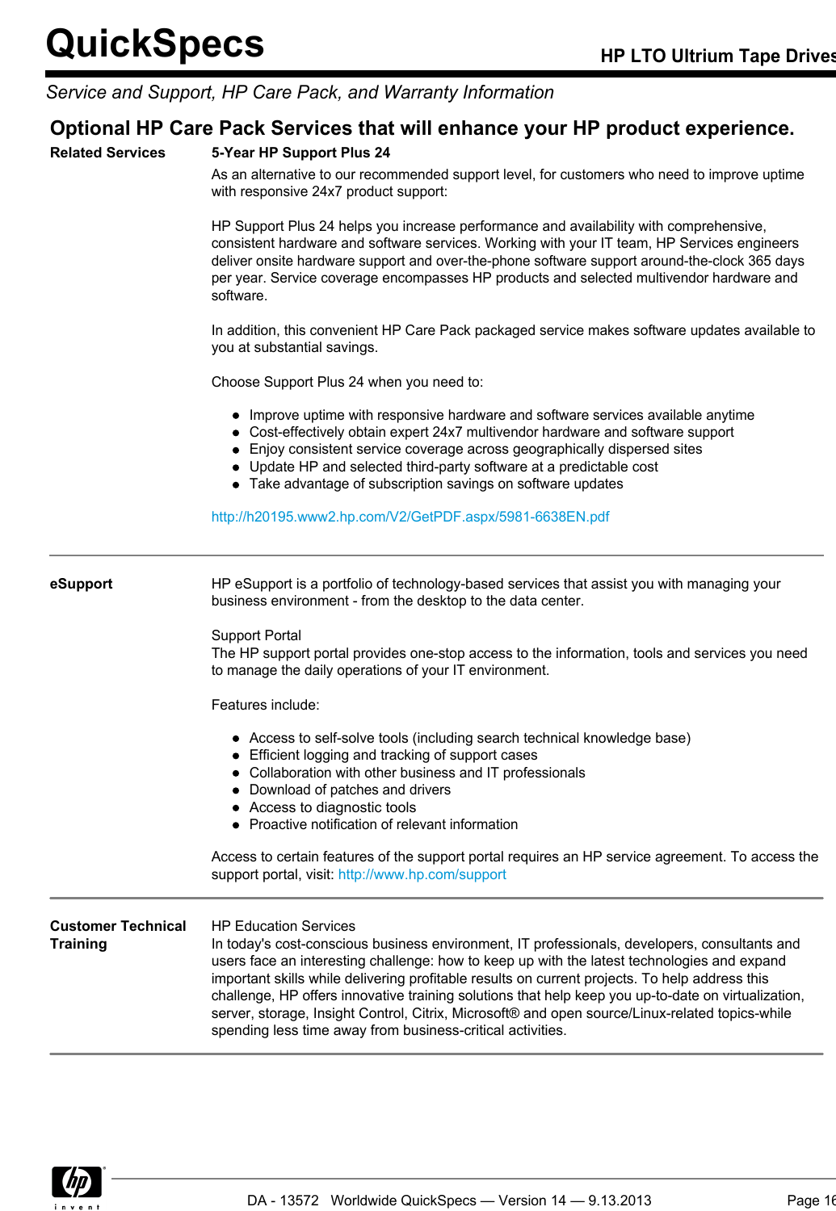## Service and Support, HP Care Pack, and Warranty Information

## Optional HP Care Pack Services that will enhance your HP product experience.

**Related Services**

**5-Year HP Support Plus 24**

As an alternative to our recommended support level, for customers who need to improve uptime with responsive 24x7 product support:

HP Support Plus 24 helps you increase performance and availability with comprehensive, consistent hardware and software services. Working with your IT team, HP Services engineers deliver onsite hardware support and over-the-phone software support around-the-clock 365 days per year. Service coverage encompasses HP products and selected multivendor hardware and software.

In addition, this convenient HP Care Pack packaged service makes software updates available to you at substantial savings.

Choose Support Plus 24 when you need to:

- Improve uptime with responsive hardware and software services available anytime
- Cost-effectively obtain expert 24x7 multivendor hardware and software support
- Enjoy consistent service coverage across geographically dispersed sites
- Update HP and selected third-party software at a predictable cost
- Take advantage of subscription savings on software updates

http://h20195.www2.hp.com/V2/GetPDF.aspx/5981-6638EN.pdf

---

**eSupport**

HP eSupport is a portfolio of technology-based services that assist you with managing your business environment - from the desktop to the data center.

Support Portal
The HP support portal provides one-stop access to the information, tools and services you need to manage the daily operations of your IT environment.

Features include:

- Access to self-solve tools (including search technical knowledge base)
- Efficient logging and tracking of support cases
- Collaboration with other business and IT professionals
- Download of patches and drivers
- Access to diagnostic tools
- Proactive notification of relevant information

Access to certain features of the support portal requires an HP service agreement. To access the support portal, visit: http://www.hp.com/support

---

**Customer Technical Training**

HP Education Services
In today's cost-conscious business environment, IT professionals, developers, consultants and users face an interesting challenge: how to keep up with the latest technologies and expand important skills while delivering profitable results on current projects. To help address this challenge, HP offers innovative training solutions that help keep you up-to-date on virtualization, server, storage, Insight Control, Citrix, Microsoft® and open source/Linux-related topics-while spending less time away from business-critical activities.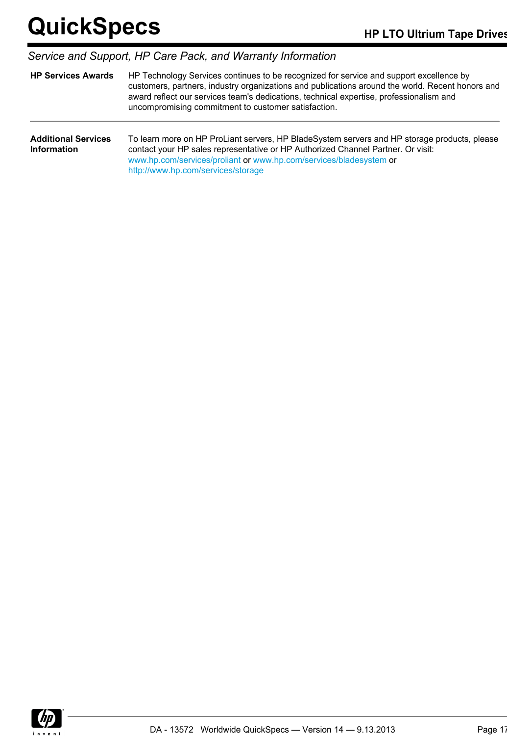## Service and Support, HP Care Pack, and Warranty Information

| | |
|---|---|
| **HP Services Awards** | HP Technology Services continues to be recognized for service and support excellence by customers, partners, industry organizations and publications around the world. Recent honors and award reflect our services team's dedications, technical expertise, professionalism and uncompromising commitment to customer satisfaction. |
| **Additional Services Information** | To learn more on HP ProLiant servers, HP BladeSystem servers and HP storage products, please contact your HP sales representative or HP Authorized Channel Partner. Or visit: www.hp.com/services/proliant or www.hp.com/services/bladesystem or http://www.hp.com/services/storage |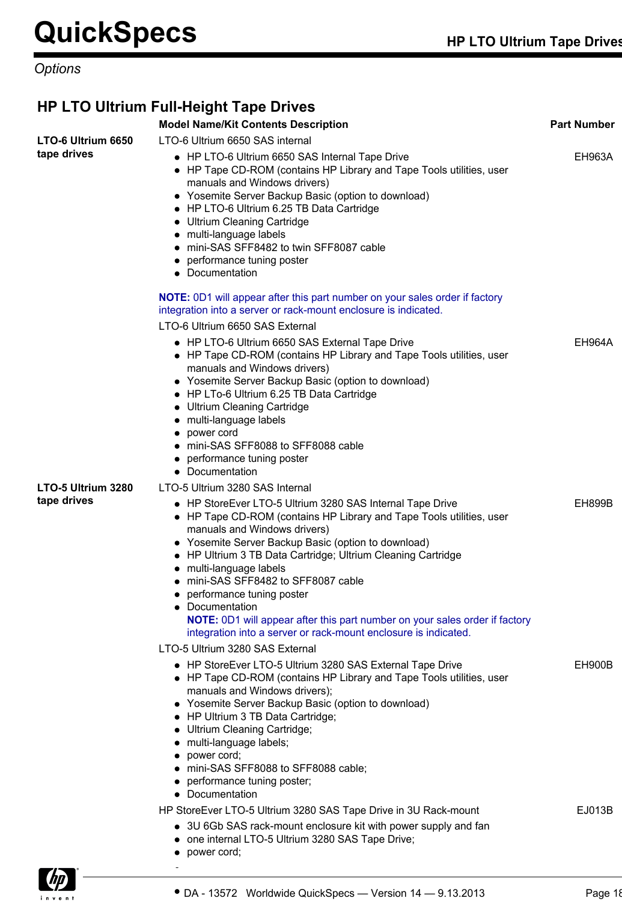*Options*

## HP LTO Ultrium Full-Height Tape Drives

| | Model Name/Kit Contents Description | Part Number |
|---|---|---|
| **LTO-6 Ultrium 6650 tape drives** | LTO-6 Ultrium 6650 SAS internal<br>• HP LTO-6 Ultrium 6650 SAS Internal Tape Drive<br>• HP Tape CD-ROM (contains HP Library and Tape Tools utilities, user manuals and Windows drivers)<br>• Yosemite Server Backup Basic (option to download)<br>• HP LTO-6 Ultrium 6.25 TB Data Cartridge<br>• Ultrium Cleaning Cartridge<br>• multi-language labels<br>• mini-SAS SFF8482 to twin SFF8087 cable<br>• performance tuning poster<br>• Documentation<br><br>**NOTE:** 0D1 will appear after this part number on your sales order if factory integration into a server or rack-mount enclosure is indicated. | EH963A |
| | LTO-6 Ultrium 6650 SAS External<br>• HP LTO-6 Ultrium 6650 SAS External Tape Drive<br>• HP Tape CD-ROM (contains HP Library and Tape Tools utilities, user manuals and Windows drivers)<br>• Yosemite Server Backup Basic (option to download)<br>• HP LTo-6 Ultrium 6.25 TB Data Cartridge<br>• Ultrium Cleaning Cartridge<br>• multi-language labels<br>• power cord<br>• mini-SAS SFF8088 to SFF8088 cable<br>• performance tuning poster<br>• Documentation | EH964A |
| **LTO-5 Ultrium 3280 tape drives** | LTO-5 Ultrium 3280 SAS Internal<br>• HP StoreEver LTO-5 Ultrium 3280 SAS Internal Tape Drive<br>• HP Tape CD-ROM (contains HP Library and Tape Tools utilities, user manuals and Windows drivers)<br>• Yosemite Server Backup Basic (option to download)<br>• HP Ultrium 3 TB Data Cartridge; Ultrium Cleaning Cartridge<br>• multi-language labels<br>• mini-SAS SFF8482 to SFF8087 cable<br>• performance tuning poster<br>• Documentation<br>**NOTE:** 0D1 will appear after this part number on your sales order if factory integration into a server or rack-mount enclosure is indicated. | EH899B |
| | LTO-5 Ultrium 3280 SAS External<br>• HP StoreEver LTO-5 Ultrium 3280 SAS External Tape Drive<br>• HP Tape CD-ROM (contains HP Library and Tape Tools utilities, user manuals and Windows drivers);<br>• Yosemite Server Backup Basic (option to download)<br>• HP Ultrium 3 TB Data Cartridge;<br>• Ultrium Cleaning Cartridge;<br>• multi-language labels;<br>• power cord;<br>• mini-SAS SFF8088 to SFF8088 cable;<br>• performance tuning poster;<br>• Documentation | EH900B |
| | HP StoreEver LTO-5 Ultrium 3280 SAS Tape Drive in 3U Rack-mount<br>• 3U 6Gb SAS rack-mount enclosure kit with power supply and fan<br>• one internal LTO-5 Ultrium 3280 SAS Tape Drive;<br>• power cord; | EJ013B |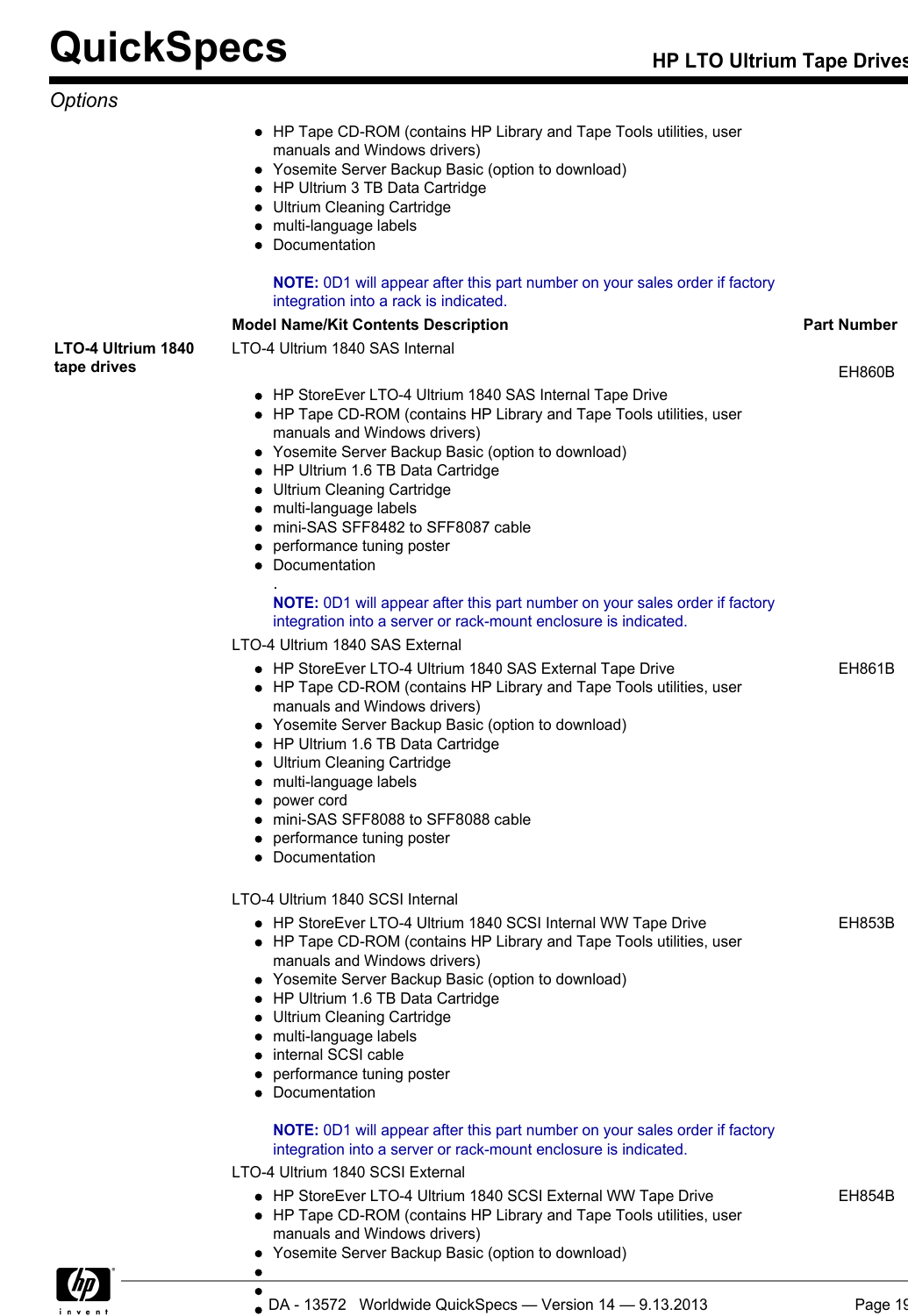*Options*

- HP Tape CD-ROM (contains HP Library and Tape Tools utilities, user manuals and Windows drivers)
- Yosemite Server Backup Basic (option to download)
- HP Ultrium 3 TB Data Cartridge
- Ultrium Cleaning Cartridge
- multi-language labels
- Documentation

**NOTE:** 0D1 will appear after this part number on your sales order if factory integration into a rack is indicated.

| | Model Name/Kit Contents Description | Part Number |
|---|---|---|
| **LTO-4 Ultrium 1840 tape drives** | LTO-4 Ultrium 1840 SAS Internal<br>• HP StoreEver LTO-4 Ultrium 1840 SAS Internal Tape Drive<br>• HP Tape CD-ROM (contains HP Library and Tape Tools utilities, user manuals and Windows drivers)<br>• Yosemite Server Backup Basic (option to download)<br>• HP Ultrium 1.6 TB Data Cartridge<br>• Ultrium Cleaning Cartridge<br>• multi-language labels<br>• mini-SAS SFF8482 to SFF8087 cable<br>• performance tuning poster<br>• Documentation<br>.<br>**NOTE:** 0D1 will appear after this part number on your sales order if factory integration into a server or rack-mount enclosure is indicated. | EH860B |
| | LTO-4 Ultrium 1840 SAS External<br>• HP StoreEver LTO-4 Ultrium 1840 SAS External Tape Drive<br>• HP Tape CD-ROM (contains HP Library and Tape Tools utilities, user manuals and Windows drivers)<br>• Yosemite Server Backup Basic (option to download)<br>• HP Ultrium 1.6 TB Data Cartridge<br>• Ultrium Cleaning Cartridge<br>• multi-language labels<br>• power cord<br>• mini-SAS SFF8088 to SFF8088 cable<br>• performance tuning poster<br>• Documentation | EH861B |
| | LTO-4 Ultrium 1840 SCSI Internal<br>• HP StoreEver LTO-4 Ultrium 1840 SCSI Internal WW Tape Drive<br>• HP Tape CD-ROM (contains HP Library and Tape Tools utilities, user manuals and Windows drivers)<br>• Yosemite Server Backup Basic (option to download)<br>• HP Ultrium 1.6 TB Data Cartridge<br>• Ultrium Cleaning Cartridge<br>• multi-language labels<br>• internal SCSI cable<br>• performance tuning poster<br>• Documentation<br><br>**NOTE:** 0D1 will appear after this part number on your sales order if factory integration into a server or rack-mount enclosure is indicated. | EH853B |
| | LTO-4 Ultrium 1840 SCSI External<br>• HP StoreEver LTO-4 Ultrium 1840 SCSI External WW Tape Drive<br>• HP Tape CD-ROM (contains HP Library and Tape Tools utilities, user manuals and Windows drivers)<br>• Yosemite Server Backup Basic (option to download) | EH854B |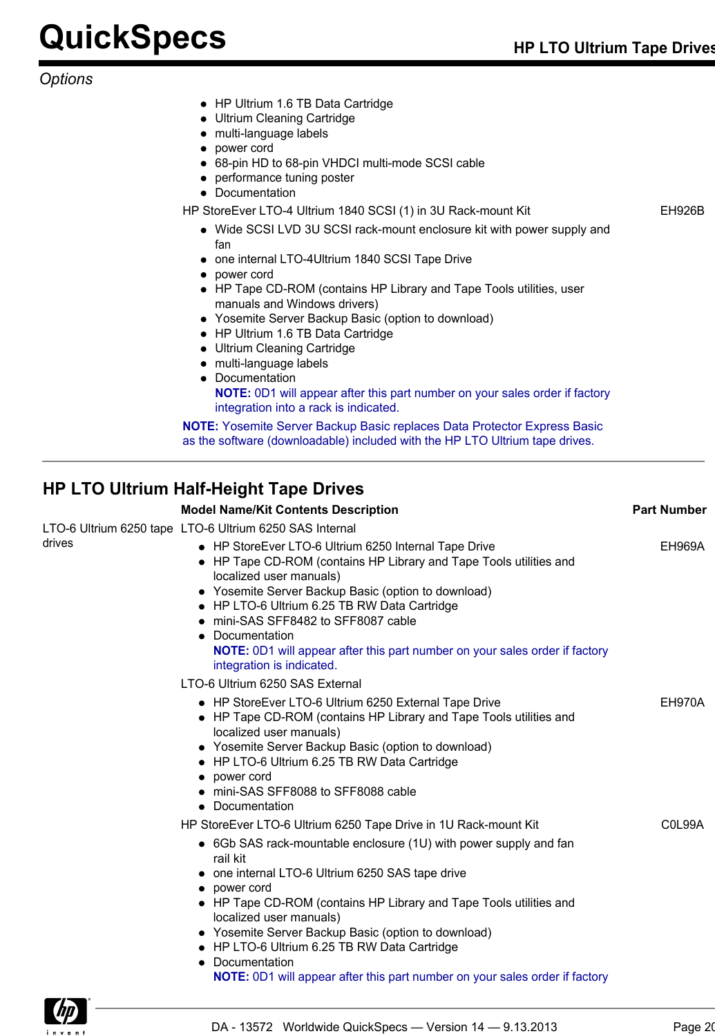*Options*

- HP Ultrium 1.6 TB Data Cartridge
- Ultrium Cleaning Cartridge
- multi-language labels
- power cord
- 68-pin HD to 68-pin VHDCI multi-mode SCSI cable
- performance tuning poster
- Documentation

HP StoreEver LTO-4 Ultrium 1840 SCSI (1) in 3U Rack-mount Kit — EH926B

- Wide SCSI LVD 3U SCSI rack-mount enclosure kit with power supply and fan
- one internal LTO-4Ultrium 1840 SCSI Tape Drive
- power cord
- HP Tape CD-ROM (contains HP Library and Tape Tools utilities, user manuals and Windows drivers)
- Yosemite Server Backup Basic (option to download)
- HP Ultrium 1.6 TB Data Cartridge
- Ultrium Cleaning Cartridge
- multi-language labels
- Documentation

  **NOTE:** 0D1 will appear after this part number on your sales order if factory integration into a rack is indicated.

**NOTE:** Yosemite Server Backup Basic replaces Data Protector Express Basic as the software (downloadable) included with the HP LTO Ultrium tape drives.

---

## HP LTO Ultrium Half-Height Tape Drives

| | Model Name/Kit Contents Description | Part Number |
|---|---|---|
| LTO-6 Ultrium 6250 tape drives | LTO-6 Ultrium 6250 SAS Internal | |

**LTO-6 Ultrium 6250 SAS Internal** — EH969A

- HP StoreEver LTO-6 Ultrium 6250 Internal Tape Drive
- HP Tape CD-ROM (contains HP Library and Tape Tools utilities and localized user manuals)
- Yosemite Server Backup Basic (option to download)
- HP LTO-6 Ultrium 6.25 TB RW Data Cartridge
- mini-SAS SFF8482 to SFF8087 cable
- Documentation

  **NOTE:** 0D1 will appear after this part number on your sales order if factory integration is indicated.

**LTO-6 Ultrium 6250 SAS External** — EH970A

- HP StoreEver LTO-6 Ultrium 6250 External Tape Drive
- HP Tape CD-ROM (contains HP Library and Tape Tools utilities and localized user manuals)
- Yosemite Server Backup Basic (option to download)
- HP LTO-6 Ultrium 6.25 TB RW Data Cartridge
- power cord
- mini-SAS SFF8088 to SFF8088 cable
- Documentation

**HP StoreEver LTO-6 Ultrium 6250 Tape Drive in 1U Rack-mount Kit** — C0L99A

- 6Gb SAS rack-mountable enclosure (1U) with power supply and fan rail kit
- one internal LTO-6 Ultrium 6250 SAS tape drive
- power cord
- HP Tape CD-ROM (contains HP Library and Tape Tools utilities and localized user manuals)
- Yosemite Server Backup Basic (option to download)
- HP LTO-6 Ultrium 6.25 TB RW Data Cartridge
- Documentation

  **NOTE:** 0D1 will appear after this part number on your sales order if factory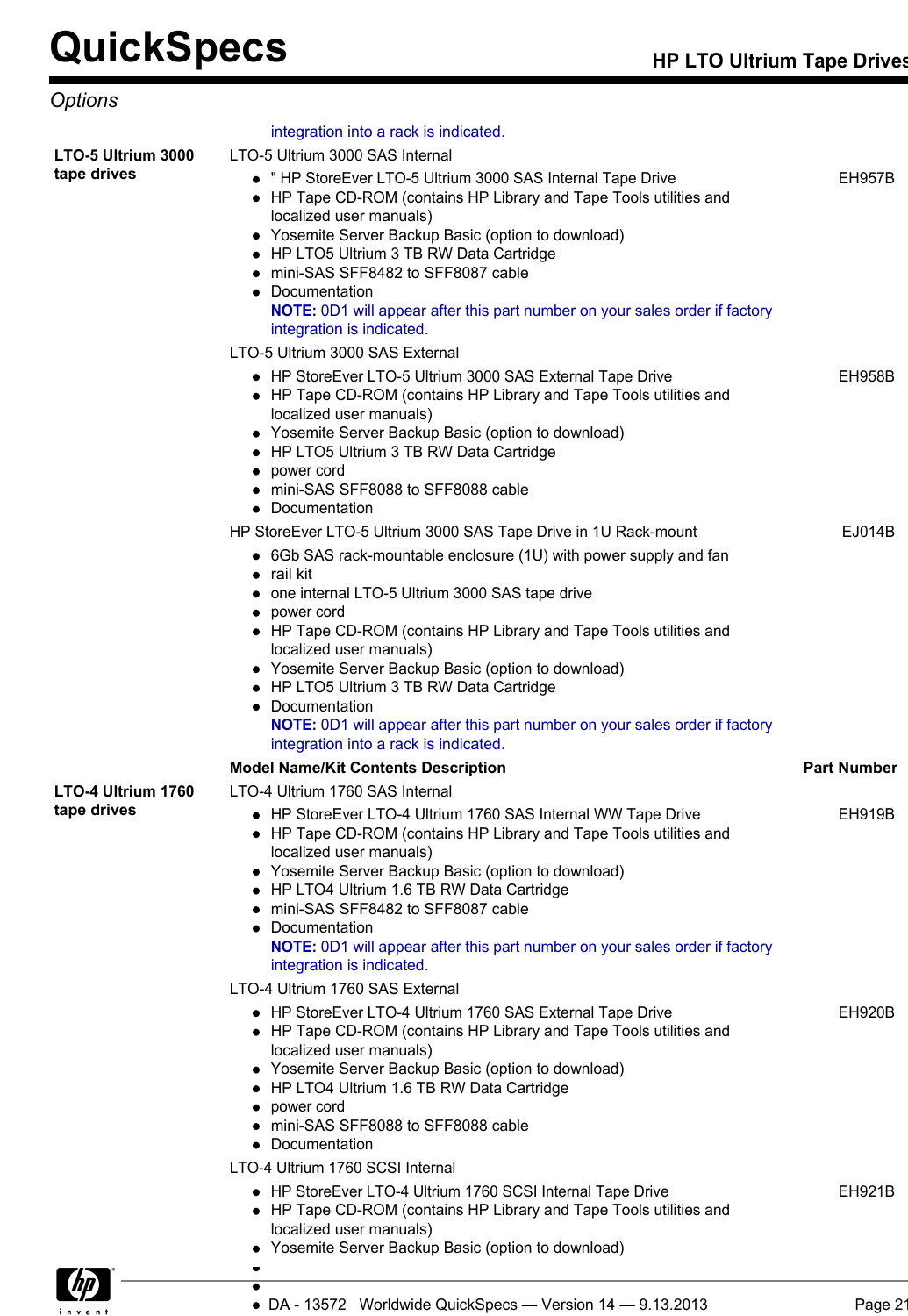*Options*

integration into a rack is indicated.

| | Model Name/Kit Contents Description | Part Number |
|---|---|---|
| **LTO-5 Ultrium 3000 tape drives** | LTO-5 Ultrium 3000 SAS Internal<br>• " HP StoreEver LTO-5 Ultrium 3000 SAS Internal Tape Drive<br>• HP Tape CD-ROM (contains HP Library and Tape Tools utilities and localized user manuals)<br>• Yosemite Server Backup Basic (option to download)<br>• HP LTO5 Ultrium 3 TB RW Data Cartridge<br>• mini-SAS SFF8482 to SFF8087 cable<br>• Documentation<br>**NOTE:** 0D1 will appear after this part number on your sales order if factory integration is indicated. | EH957B |
| | LTO-5 Ultrium 3000 SAS External<br>• HP StoreEver LTO-5 Ultrium 3000 SAS External Tape Drive<br>• HP Tape CD-ROM (contains HP Library and Tape Tools utilities and localized user manuals)<br>• Yosemite Server Backup Basic (option to download)<br>• HP LTO5 Ultrium 3 TB RW Data Cartridge<br>• power cord<br>• mini-SAS SFF8088 to SFF8088 cable<br>• Documentation | EH958B |
| | HP StoreEver LTO-5 Ultrium 3000 SAS Tape Drive in 1U Rack-mount<br>• 6Gb SAS rack-mountable enclosure (1U) with power supply and fan<br>• rail kit<br>• one internal LTO-5 Ultrium 3000 SAS tape drive<br>• power cord<br>• HP Tape CD-ROM (contains HP Library and Tape Tools utilities and localized user manuals)<br>• Yosemite Server Backup Basic (option to download)<br>• HP LTO5 Ultrium 3 TB RW Data Cartridge<br>• Documentation<br>**NOTE:** 0D1 will appear after this part number on your sales order if factory integration into a rack is indicated. | EJ014B |

| | Model Name/Kit Contents Description | Part Number |
|---|---|---|
| **LTO-4 Ultrium 1760 tape drives** | LTO-4 Ultrium 1760 SAS Internal<br>• HP StoreEver LTO-4 Ultrium 1760 SAS Internal WW Tape Drive<br>• HP Tape CD-ROM (contains HP Library and Tape Tools utilities and localized user manuals)<br>• Yosemite Server Backup Basic (option to download)<br>• HP LTO4 Ultrium 1.6 TB RW Data Cartridge<br>• mini-SAS SFF8482 to SFF8087 cable<br>• Documentation<br>**NOTE:** 0D1 will appear after this part number on your sales order if factory integration is indicated. | EH919B |
| | LTO-4 Ultrium 1760 SAS External<br>• HP StoreEver LTO-4 Ultrium 1760 SAS External Tape Drive<br>• HP Tape CD-ROM (contains HP Library and Tape Tools utilities and localized user manuals)<br>• Yosemite Server Backup Basic (option to download)<br>• HP LTO4 Ultrium 1.6 TB RW Data Cartridge<br>• power cord<br>• mini-SAS SFF8088 to SFF8088 cable<br>• Documentation | EH920B |
| | LTO-4 Ultrium 1760 SCSI Internal<br>• HP StoreEver LTO-4 Ultrium 1760 SCSI Internal Tape Drive<br>• HP Tape CD-ROM (contains HP Library and Tape Tools utilities and localized user manuals)<br>• Yosemite Server Backup Basic (option to download) | EH921B |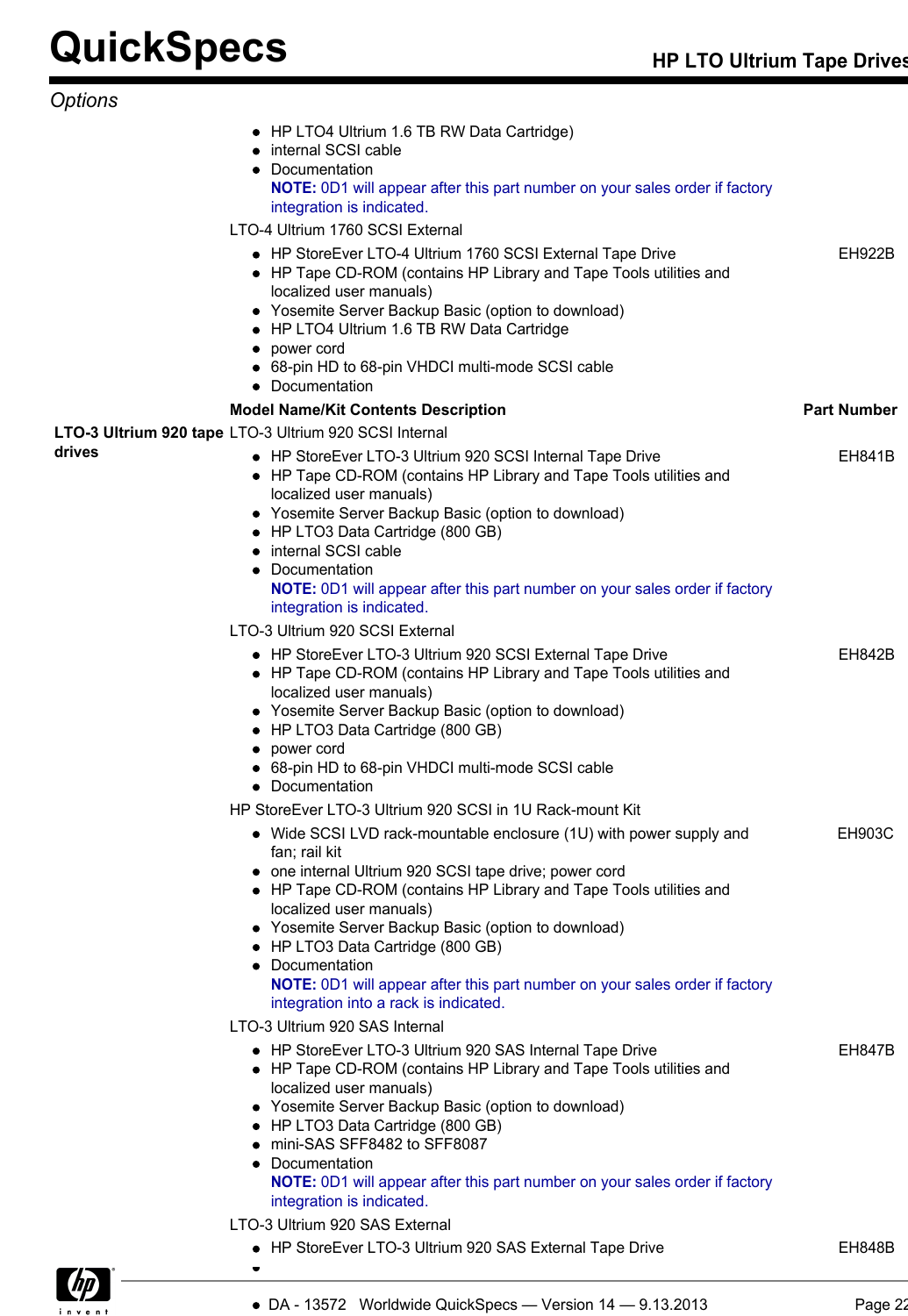## Options

- HP LTO4 Ultrium 1.6 TB RW Data Cartridge)
- internal SCSI cable
- Documentation
  **NOTE:** 0D1 will appear after this part number on your sales order if factory integration is indicated.

LTO-4 Ultrium 1760 SCSI External

| | Model Name/Kit Contents Description | Part Number |
|---|---|---|
| | • HP StoreEver LTO-4 Ultrium 1760 SCSI External Tape Drive<br>• HP Tape CD-ROM (contains HP Library and Tape Tools utilities and localized user manuals)<br>• Yosemite Server Backup Basic (option to download)<br>• HP LTO4 Ultrium 1.6 TB RW Data Cartridge<br>• power cord<br>• 68-pin HD to 68-pin VHDCI multi-mode SCSI cable<br>• Documentation | EH922B |

| | Model Name/Kit Contents Description | Part Number |
|---|---|---|
| **LTO-3 Ultrium 920 tape drives** | LTO-3 Ultrium 920 SCSI Internal | |
| | • HP StoreEver LTO-3 Ultrium 920 SCSI Internal Tape Drive<br>• HP Tape CD-ROM (contains HP Library and Tape Tools utilities and localized user manuals)<br>• Yosemite Server Backup Basic (option to download)<br>• HP LTO3 Data Cartridge (800 GB)<br>• internal SCSI cable<br>• Documentation<br>**NOTE:** 0D1 will appear after this part number on your sales order if factory integration is indicated. | EH841B |
| | LTO-3 Ultrium 920 SCSI External | |
| | • HP StoreEver LTO-3 Ultrium 920 SCSI External Tape Drive<br>• HP Tape CD-ROM (contains HP Library and Tape Tools utilities and localized user manuals)<br>• Yosemite Server Backup Basic (option to download)<br>• HP LTO3 Data Cartridge (800 GB)<br>• power cord<br>• 68-pin HD to 68-pin VHDCI multi-mode SCSI cable<br>• Documentation | EH842B |
| | HP StoreEver LTO-3 Ultrium 920 SCSI in 1U Rack-mount Kit | |
| | • Wide SCSI LVD rack-mountable enclosure (1U) with power supply and fan; rail kit<br>• one internal Ultrium 920 SCSI tape drive; power cord<br>• HP Tape CD-ROM (contains HP Library and Tape Tools utilities and localized user manuals)<br>• Yosemite Server Backup Basic (option to download)<br>• HP LTO3 Data Cartridge (800 GB)<br>• Documentation<br>**NOTE:** 0D1 will appear after this part number on your sales order if factory integration into a rack is indicated. | EH903C |
| | LTO-3 Ultrium 920 SAS Internal | |
| | • HP StoreEver LTO-3 Ultrium 920 SAS Internal Tape Drive<br>• HP Tape CD-ROM (contains HP Library and Tape Tools utilities and localized user manuals)<br>• Yosemite Server Backup Basic (option to download)<br>• HP LTO3 Data Cartridge (800 GB)<br>• mini-SAS SFF8482 to SFF8087<br>• Documentation<br>**NOTE:** 0D1 will appear after this part number on your sales order if factory integration is indicated. | EH847B |
| | LTO-3 Ultrium 920 SAS External | |
| | • HP StoreEver LTO-3 Ultrium 920 SAS External Tape Drive<br>• | EH848B |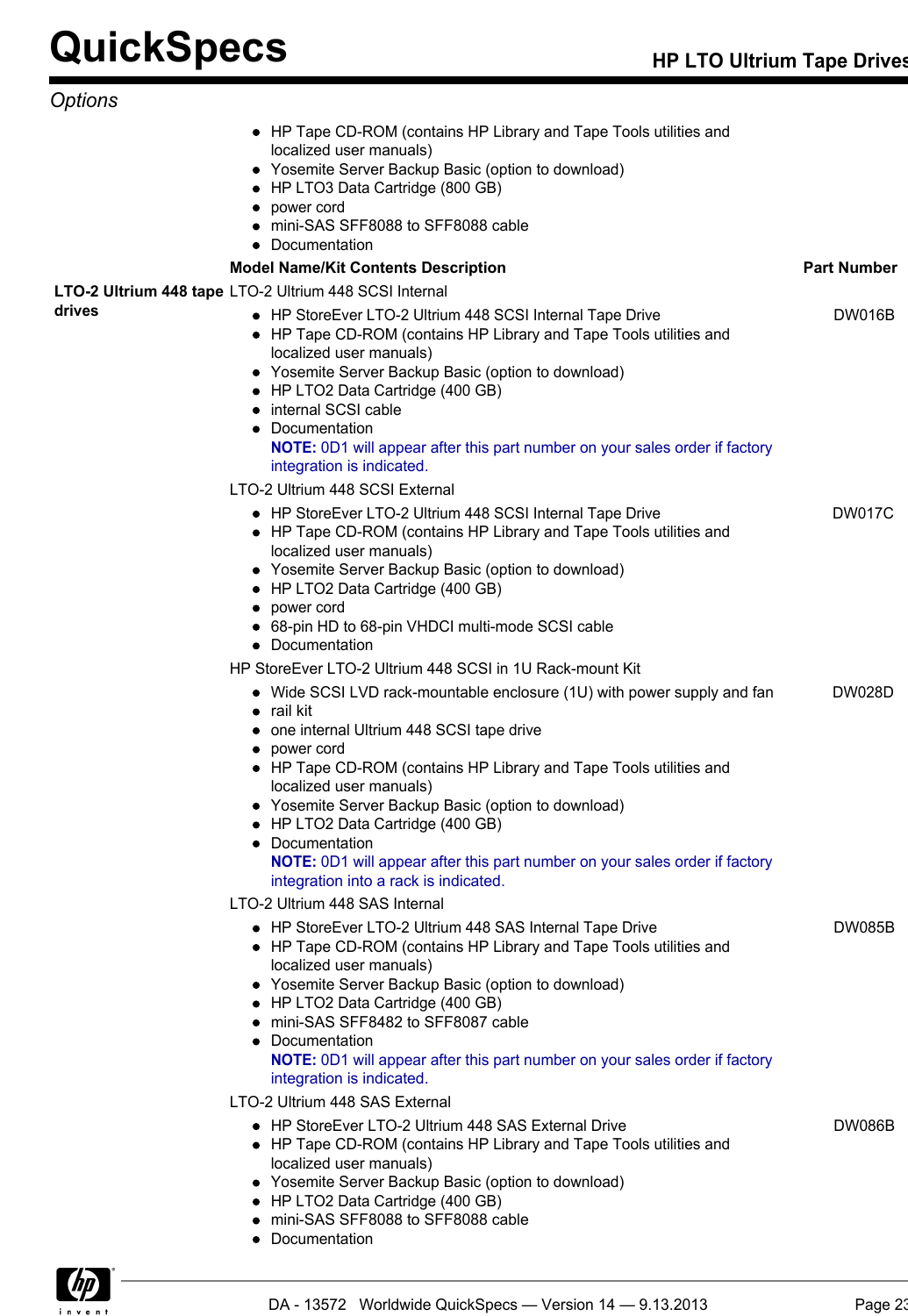*Options*

- HP Tape CD-ROM (contains HP Library and Tape Tools utilities and localized user manuals)
- Yosemite Server Backup Basic (option to download)
- HP LTO3 Data Cartridge (800 GB)
- power cord
- mini-SAS SFF8088 to SFF8088 cable
- Documentation

| | Model Name/Kit Contents Description | Part Number |
|---|---|---|
| **LTO-2 Ultrium 448 tape drives** | LTO-2 Ultrium 448 SCSI Internal | |
| | • HP StoreEver LTO-2 Ultrium 448 SCSI Internal Tape Drive<br>• HP Tape CD-ROM (contains HP Library and Tape Tools utilities and localized user manuals)<br>• Yosemite Server Backup Basic (option to download)<br>• HP LTO2 Data Cartridge (400 GB)<br>• internal SCSI cable<br>• Documentation<br>**NOTE:** 0D1 will appear after this part number on your sales order if factory integration is indicated. | DW016B |
| | LTO-2 Ultrium 448 SCSI External | |
| | • HP StoreEver LTO-2 Ultrium 448 SCSI Internal Tape Drive<br>• HP Tape CD-ROM (contains HP Library and Tape Tools utilities and localized user manuals)<br>• Yosemite Server Backup Basic (option to download)<br>• HP LTO2 Data Cartridge (400 GB)<br>• power cord<br>• 68-pin HD to 68-pin VHDCI multi-mode SCSI cable<br>• Documentation | DW017C |
| | HP StoreEver LTO-2 Ultrium 448 SCSI in 1U Rack-mount Kit | |
| | • Wide SCSI LVD rack-mountable enclosure (1U) with power supply and fan<br>• rail kit<br>• one internal Ultrium 448 SCSI tape drive<br>• power cord<br>• HP Tape CD-ROM (contains HP Library and Tape Tools utilities and localized user manuals)<br>• Yosemite Server Backup Basic (option to download)<br>• HP LTO2 Data Cartridge (400 GB)<br>• Documentation<br>**NOTE:** 0D1 will appear after this part number on your sales order if factory integration into a rack is indicated. | DW028D |
| | LTO-2 Ultrium 448 SAS Internal | |
| | • HP StoreEver LTO-2 Ultrium 448 SAS Internal Tape Drive<br>• HP Tape CD-ROM (contains HP Library and Tape Tools utilities and localized user manuals)<br>• Yosemite Server Backup Basic (option to download)<br>• HP LTO2 Data Cartridge (400 GB)<br>• mini-SAS SFF8482 to SFF8087 cable<br>• Documentation<br>**NOTE:** 0D1 will appear after this part number on your sales order if factory integration is indicated. | DW085B |
| | LTO-2 Ultrium 448 SAS External | |
| | • HP StoreEver LTO-2 Ultrium 448 SAS External Drive<br>• HP Tape CD-ROM (contains HP Library and Tape Tools utilities and localized user manuals)<br>• Yosemite Server Backup Basic (option to download)<br>• HP LTO2 Data Cartridge (400 GB)<br>• mini-SAS SFF8088 to SFF8088 cable<br>• Documentation | DW086B |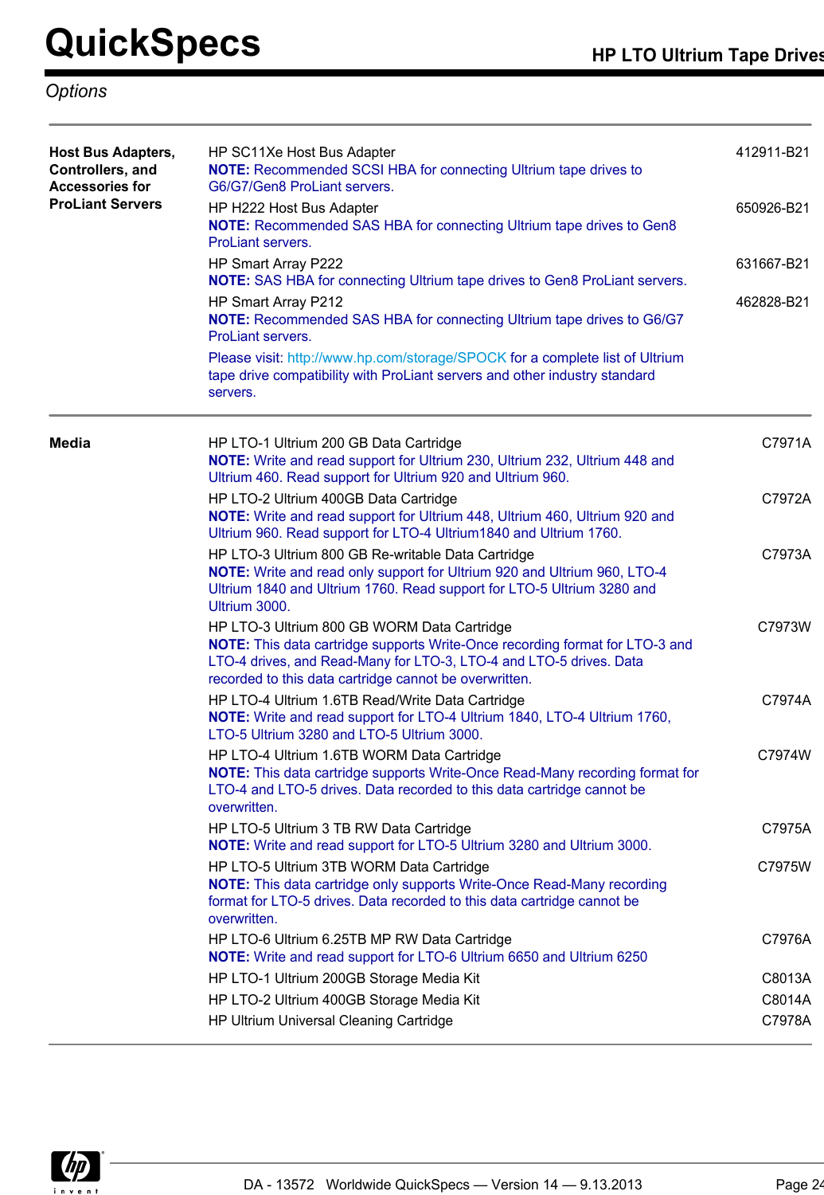## Options

| | | |
|---|---|---|
| **Host Bus Adapters, Controllers, and Accessories for ProLiant Servers** | HP SC11Xe Host Bus Adapter<br>**NOTE:** Recommended SCSI HBA for connecting Ultrium tape drives to G6/G7/Gen8 ProLiant servers. | 412911-B21 |
| | HP H222 Host Bus Adapter<br>**NOTE:** Recommended SAS HBA for connecting Ultrium tape drives to Gen8 ProLiant servers. | 650926-B21 |
| | HP Smart Array P222<br>**NOTE:** SAS HBA for connecting Ultrium tape drives to Gen8 ProLiant servers. | 631667-B21 |
| | HP Smart Array P212<br>**NOTE:** Recommended SAS HBA for connecting Ultrium tape drives to G6/G7 ProLiant servers. | 462828-B21 |
| | Please visit: http://www.hp.com/storage/SPOCK for a complete list of Ultrium tape drive compatibility with ProLiant servers and other industry standard servers. | |
| **Media** | HP LTO-1 Ultrium 200 GB Data Cartridge<br>**NOTE:** Write and read support for Ultrium 230, Ultrium 232, Ultrium 448 and Ultrium 460. Read support for Ultrium 920 and Ultrium 960. | C7971A |
| | HP LTO-2 Ultrium 400GB Data Cartridge<br>**NOTE:** Write and read support for Ultrium 448, Ultrium 460, Ultrium 920 and Ultrium 960. Read support for LTO-4 Ultrium1840 and Ultrium 1760. | C7972A |
| | HP LTO-3 Ultrium 800 GB Re-writable Data Cartridge<br>**NOTE:** Write and read only support for Ultrium 920 and Ultrium 960, LTO-4 Ultrium 1840 and Ultrium 1760. Read support for LTO-5 Ultrium 3280 and Ultrium 3000. | C7973A |
| | HP LTO-3 Ultrium 800 GB WORM Data Cartridge<br>**NOTE:** This data cartridge supports Write-Once recording format for LTO-3 and LTO-4 drives, and Read-Many for LTO-3, LTO-4 and LTO-5 drives. Data recorded to this data cartridge cannot be overwritten. | C7973W |
| | HP LTO-4 Ultrium 1.6TB Read/Write Data Cartridge<br>**NOTE:** Write and read support for LTO-4 Ultrium 1840, LTO-4 Ultrium 1760, LTO-5 Ultrium 3280 and LTO-5 Ultrium 3000. | C7974A |
| | HP LTO-4 Ultrium 1.6TB WORM Data Cartridge<br>**NOTE:** This data cartridge supports Write-Once Read-Many recording format for LTO-4 and LTO-5 drives. Data recorded to this data cartridge cannot be overwritten. | C7974W |
| | HP LTO-5 Ultrium 3 TB RW Data Cartridge<br>**NOTE:** Write and read support for LTO-5 Ultrium 3280 and Ultrium 3000. | C7975A |
| | HP LTO-5 Ultrium 3TB WORM Data Cartridge<br>**NOTE:** This data cartridge only supports Write-Once Read-Many recording format for LTO-5 drives. Data recorded to this data cartridge cannot be overwritten. | C7975W |
| | HP LTO-6 Ultrium 6.25TB MP RW Data Cartridge<br>**NOTE:** Write and read support for LTO-6 Ultrium 6650 and Ultrium 6250 | C7976A |
| | HP LTO-1 Ultrium 200GB Storage Media Kit | C8013A |
| | HP LTO-2 Ultrium 400GB Storage Media Kit | C8014A |
| | HP Ultrium Universal Cleaning Cartridge | C7978A |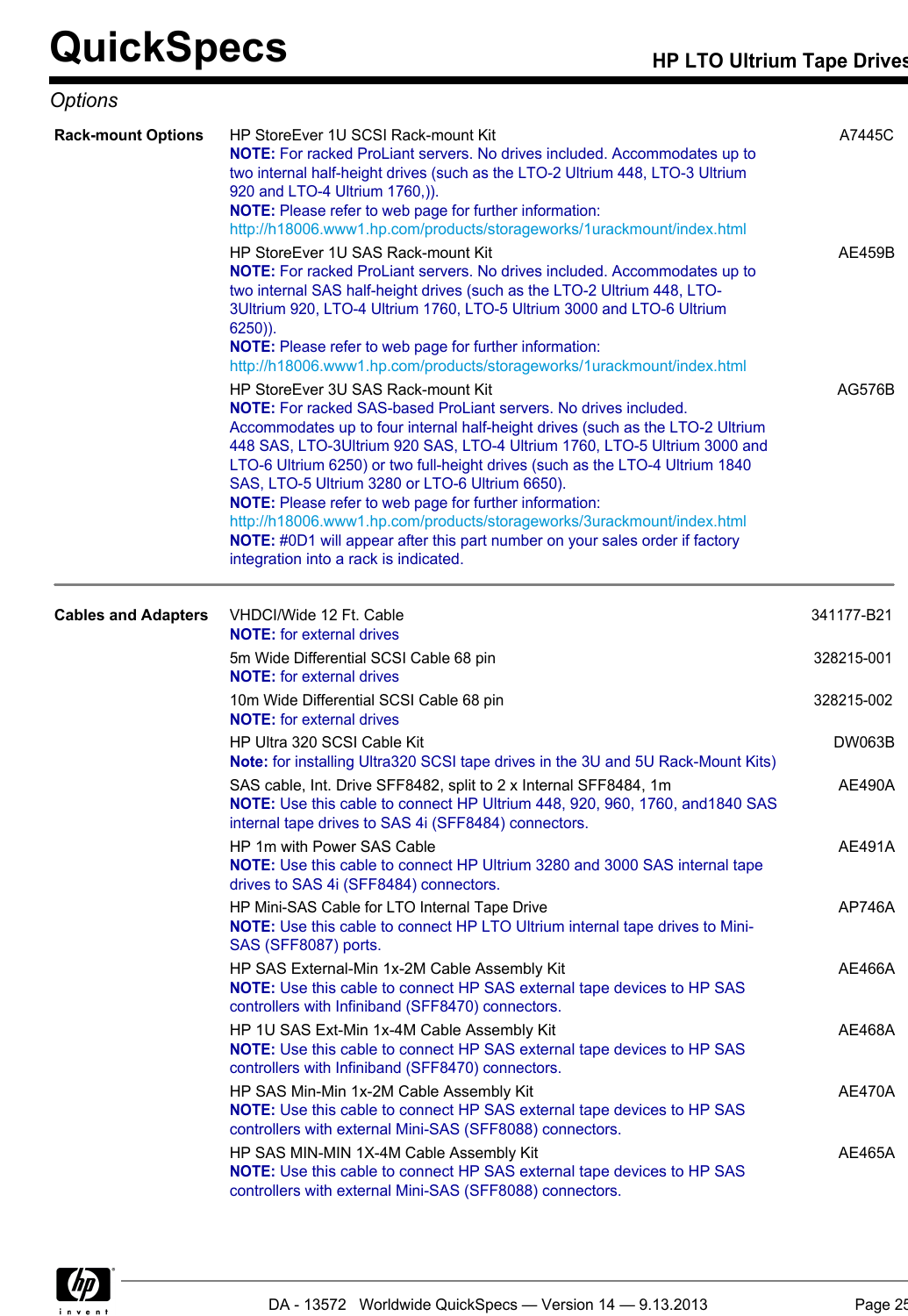## Options

### Rack-mount Options

| | |
|---|---|
| HP StoreEver 1U SCSI Rack-mount Kit<br>**NOTE:** For racked ProLiant servers. No drives included. Accommodates up to two internal half-height drives (such as the LTO-2 Ultrium 448, LTO-3 Ultrium 920 and LTO-4 Ultrium 1760,)).<br>**NOTE:** Please refer to web page for further information: http://h18006.www1.hp.com/products/storageworks/1urackmount/index.html | A7445C |
| HP StoreEver 1U SAS Rack-mount Kit<br>**NOTE:** For racked ProLiant servers. No drives included. Accommodates up to two internal SAS half-height drives (such as the LTO-2 Ultrium 448, LTO-3Ultrium 920, LTO-4 Ultrium 1760, LTO-5 Ultrium 3000 and LTO-6 Ultrium 6250)).<br>**NOTE:** Please refer to web page for further information: http://h18006.www1.hp.com/products/storageworks/1urackmount/index.html | AE459B |
| HP StoreEver 3U SAS Rack-mount Kit<br>**NOTE:** For racked SAS-based ProLiant servers. No drives included. Accommodates up to four internal half-height drives (such as the LTO-2 Ultrium 448 SAS, LTO-3Ultrium 920 SAS, LTO-4 Ultrium 1760, LTO-5 Ultrium 3000 and LTO-6 Ultrium 6250) or two full-height drives (such as the LTO-4 Ultrium 1840 SAS, LTO-5 Ultrium 3280 or LTO-6 Ultrium 6650).<br>**NOTE:** Please refer to web page for further information: http://h18006.www1.hp.com/products/storageworks/3urackmount/index.html<br>**NOTE:** #0D1 will appear after this part number on your sales order if factory integration into a rack is indicated. | AG576B |

### Cables and Adapters

| | |
|---|---|
| VHDCI/Wide 12 Ft. Cable<br>**NOTE:** for external drives | 341177-B21 |
| 5m Wide Differential SCSI Cable 68 pin<br>**NOTE:** for external drives | 328215-001 |
| 10m Wide Differential SCSI Cable 68 pin<br>**NOTE:** for external drives | 328215-002 |
| HP Ultra 320 SCSI Cable Kit<br>**Note:** for installing Ultra320 SCSI tape drives in the 3U and 5U Rack-Mount Kits) | DW063B |
| SAS cable, Int. Drive SFF8482, split to 2 x Internal SFF8484, 1m<br>**NOTE:** Use this cable to connect HP Ultrium 448, 920, 960, 1760, and1840 SAS internal tape drives to SAS 4i (SFF8484) connectors. | AE490A |
| HP 1m with Power SAS Cable<br>**NOTE:** Use this cable to connect HP Ultrium 3280 and 3000 SAS internal tape drives to SAS 4i (SFF8484) connectors. | AE491A |
| HP Mini-SAS Cable for LTO Internal Tape Drive<br>**NOTE:** Use this cable to connect HP LTO Ultrium internal tape drives to Mini-SAS (SFF8087) ports. | AP746A |
| HP SAS External-Min 1x-2M Cable Assembly Kit<br>**NOTE:** Use this cable to connect HP SAS external tape devices to HP SAS controllers with Infiniband (SFF8470) connectors. | AE466A |
| HP 1U SAS Ext-Min 1x-4M Cable Assembly Kit<br>**NOTE:** Use this cable to connect HP SAS external tape devices to HP SAS controllers with Infiniband (SFF8470) connectors. | AE468A |
| HP SAS Min-Min 1x-2M Cable Assembly Kit<br>**NOTE:** Use this cable to connect HP SAS external tape devices to HP SAS controllers with external Mini-SAS (SFF8088) connectors. | AE470A |
| HP SAS MIN-MIN 1X-4M Cable Assembly Kit<br>**NOTE:** Use this cable to connect HP SAS external tape devices to HP SAS controllers with external Mini-SAS (SFF8088) connectors. | AE465A |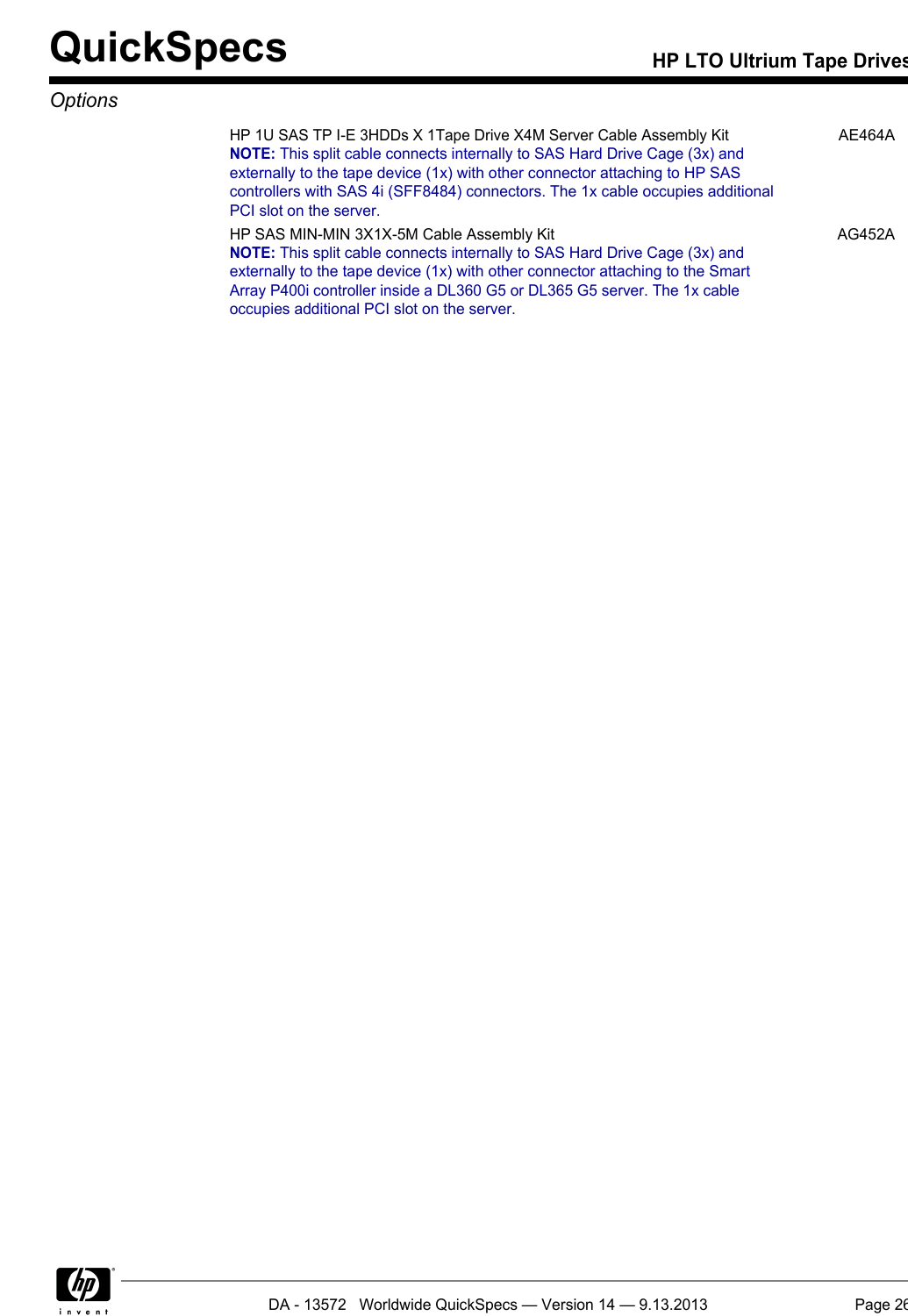*Options*

| | |
|---|---|
| HP 1U SAS TP I-E 3HDDs X 1Tape Drive X4M Server Cable Assembly Kit<br>**NOTE:** This split cable connects internally to SAS Hard Drive Cage (3x) and externally to the tape device (1x) with other connector attaching to HP SAS controllers with SAS 4i (SFF8484) connectors. The 1x cable occupies additional PCI slot on the server. | AE464A |
| HP SAS MIN-MIN 3X1X-5M Cable Assembly Kit<br>**NOTE:** This split cable connects internally to SAS Hard Drive Cage (3x) and externally to the tape device (1x) with other connector attaching to the Smart Array P400i controller inside a DL360 G5 or DL365 G5 server. The 1x cable occupies additional PCI slot on the server. | AG452A |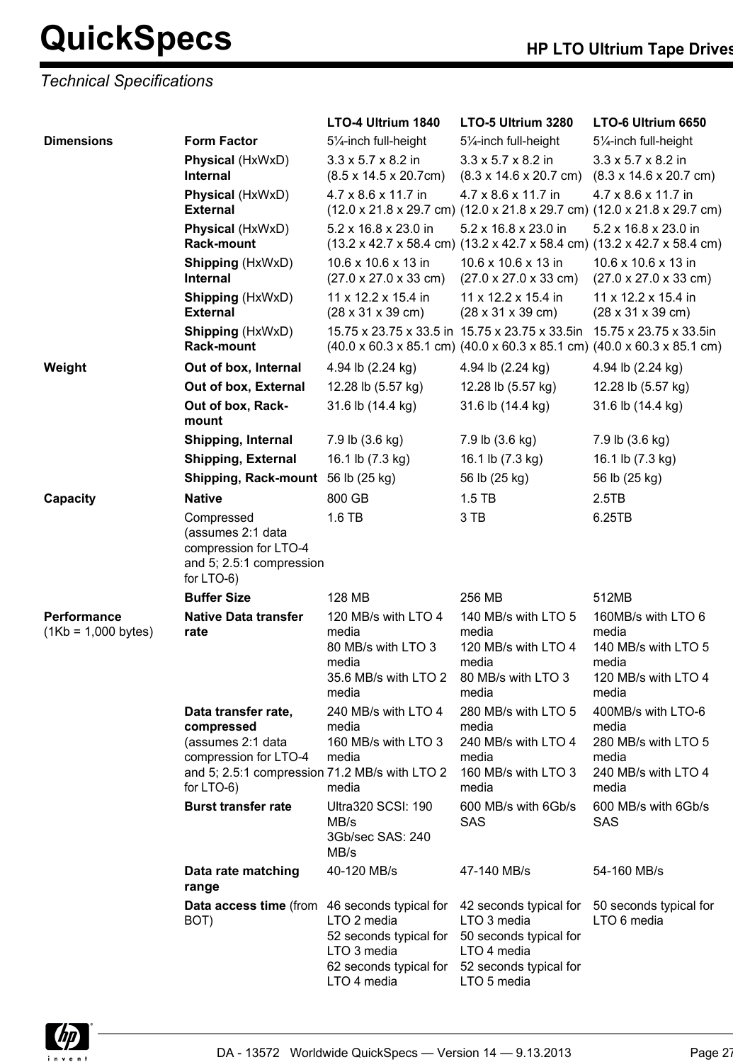*Technical Specifications*

| | | LTO-4 Ultrium 1840 | LTO-5 Ultrium 3280 | LTO-6 Ultrium 6650 |
|---|---|---|---|---|
| **Dimensions** | **Form Factor** | 5¼-inch full-height | 5¼-inch full-height | 5¼-inch full-height |
| | **Physical** (HxWxD) **Internal** | 3.3 x 5.7 x 8.2 in (8.5 x 14.5 x 20.7cm) | 3.3 x 5.7 x 8.2 in (8.3 x 14.6 x 20.7 cm) | 3.3 x 5.7 x 8.2 in (8.3 x 14.6 x 20.7 cm) |
| | **Physical** (HxWxD) **External** | 4.7 x 8.6 x 11.7 in (12.0 x 21.8 x 29.7 cm) | 4.7 x 8.6 x 11.7 in (12.0 x 21.8 x 29.7 cm) | 4.7 x 8.6 x 11.7 in (12.0 x 21.8 x 29.7 cm) |
| | **Physical** (HxWxD) **Rack-mount** | 5.2 x 16.8 x 23.0 in (13.2 x 42.7 x 58.4 cm) | 5.2 x 16.8 x 23.0 in (13.2 x 42.7 x 58.4 cm) | 5.2 x 16.8 x 23.0 in (13.2 x 42.7 x 58.4 cm) |
| | **Shipping** (HxWxD) **Internal** | 10.6 x 10.6 x 13 in (27.0 x 27.0 x 33 cm) | 10.6 x 10.6 x 13 in (27.0 x 27.0 x 33 cm) | 10.6 x 10.6 x 13 in (27.0 x 27.0 x 33 cm) |
| | **Shipping** (HxWxD) **External** | 11 x 12.2 x 15.4 in (28 x 31 x 39 cm) | 11 x 12.2 x 15.4 in (28 x 31 x 39 cm) | 11 x 12.2 x 15.4 in (28 x 31 x 39 cm) |
| | **Shipping** (HxWxD) **Rack-mount** | 15.75 x 23.75 x 33.5 in (40.0 x 60.3 x 85.1 cm) | 15.75 x 23.75 x 33.5in (40.0 x 60.3 x 85.1 cm) | 15.75 x 23.75 x 33.5in (40.0 x 60.3 x 85.1 cm) |
| **Weight** | **Out of box, Internal** | 4.94 lb (2.24 kg) | 4.94 lb (2.24 kg) | 4.94 lb (2.24 kg) |
| | **Out of box, External** | 12.28 lb (5.57 kg) | 12.28 lb (5.57 kg) | 12.28 lb (5.57 kg) |
| | **Out of box, Rack-mount** | 31.6 lb (14.4 kg) | 31.6 lb (14.4 kg) | 31.6 lb (14.4 kg) |
| | **Shipping, Internal** | 7.9 lb (3.6 kg) | 7.9 lb (3.6 kg) | 7.9 lb (3.6 kg) |
| | **Shipping, External** | 16.1 lb (7.3 kg) | 16.1 lb (7.3 kg) | 16.1 lb (7.3 kg) |
| | **Shipping, Rack-mount** | 56 lb (25 kg) | 56 lb (25 kg) | 56 lb (25 kg) |
| **Capacity** | **Native** | 800 GB | 1.5 TB | 2.5TB |
| | Compressed (assumes 2:1 data compression for LTO-4 and 5; 2.5:1 compression for LTO-6) | 1.6 TB | 3 TB | 6.25TB |
| | **Buffer Size** | 128 MB | 256 MB | 512MB |
| **Performance** (1Kb = 1,000 bytes) | **Native Data transfer rate** | 120 MB/s with LTO 4 media<br>80 MB/s with LTO 3 media<br>35.6 MB/s with LTO 2 media | 140 MB/s with LTO 5 media<br>120 MB/s with LTO 4 media<br>80 MB/s with LTO 3 media | 160MB/s with LTO 6 media<br>140 MB/s with LTO 5 media<br>120 MB/s with LTO 4 media |
| | **Data transfer rate, compressed** (assumes 2:1 data compression for LTO-4 and 5; 2.5:1 compression for LTO-6) | 240 MB/s with LTO 4 media<br>160 MB/s with LTO 3 media<br>71.2 MB/s with LTO 2 media | 280 MB/s with LTO 5 media<br>240 MB/s with LTO 4 media<br>160 MB/s with LTO 3 media | 400MB/s with LTO-6 media<br>280 MB/s with LTO 5 media<br>240 MB/s with LTO 4 media |
| | **Burst transfer rate** | Ultra320 SCSI: 190 MB/s<br>3Gb/sec SAS: 240 MB/s | 600 MB/s with 6Gb/s SAS | 600 MB/s with 6Gb/s SAS |
| | **Data rate matching range** | 40-120 MB/s | 47-140 MB/s | 54-160 MB/s |
| | **Data access time** (from BOT) | 46 seconds typical for LTO 2 media<br>52 seconds typical for LTO 3 media<br>62 seconds typical for LTO 4 media | 42 seconds typical for LTO 3 media<br>50 seconds typical for LTO 4 media<br>52 seconds typical for LTO 5 media | 50 seconds typical for LTO 6 media |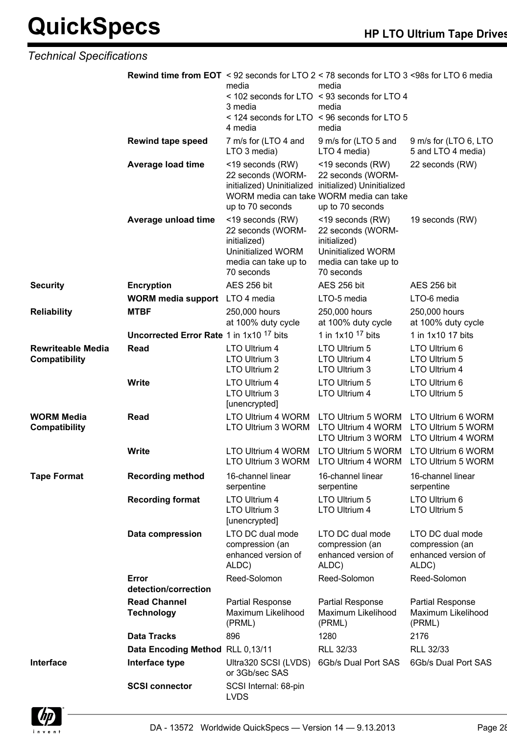## Technical Specifications

| | | | | |
|---|---|---|---|---|
| | **Rewind time from EOT** | < 92 seconds for LTO 2 media<br>< 102 seconds for LTO 3 media<br>< 124 seconds for LTO 4 media | < 78 seconds for LTO 3 media<br>< 93 seconds for LTO 4 media<br>< 96 seconds for LTO 5 media | <98s for LTO 6 media |
| | **Rewind tape speed** | 7 m/s for (LTO 4 and LTO 3 media) | 9 m/s for (LTO 5 and LTO 4 media) | 9 m/s for (LTO 6, LTO 5 and LTO 4 media) |
| | **Average load time** | <19 seconds (RW)<br>22 seconds (WORM-initialized) Uninitialized WORM media can take up to 70 seconds | <19 seconds (RW)<br>22 seconds (WORM-initialized) Uninitialized WORM media can take up to 70 seconds | 22 seconds (RW) |
| | **Average unload time** | <19 seconds (RW)<br>22 seconds (WORM-initialized)<br>Uninitialized WORM media can take up to 70 seconds | <19 seconds (RW)<br>22 seconds (WORM-initialized)<br>Uninitialized WORM media can take up to 70 seconds | 19 seconds (RW) |
| **Security** | **Encryption** | AES 256 bit | AES 256 bit | AES 256 bit |
| | **WORM media support** | LTO 4 media | LTO-5 media | LTO-6 media |
| **Reliability** | **MTBF** | 250,000 hours<br>at 100% duty cycle | 250,000 hours<br>at 100% duty cycle | 250,000 hours<br>at 100% duty cycle |
| | **Uncorrected Error Rate** | 1 in $1x10^{17}$ bits | 1 in $1x10^{17}$ bits | 1 in 1x10 17 bits |
| **Rewriteable Media Compatibility** | **Read** | LTO Ultrium 4<br>LTO Ultrium 3<br>LTO Ultrium 2 | LTO Ultrium 5<br>LTO Ultrium 4<br>LTO Ultrium 3 | LTO Ultrium 6<br>LTO Ultrium 5<br>LTO Ultrium 4 |
| | **Write** | LTO Ultrium 4<br>LTO Ultrium 3<br>[unencrypted] | LTO Ultrium 5<br>LTO Ultrium 4 | LTO Ultrium 6<br>LTO Ultrium 5 |
| **WORM Media Compatibility** | **Read** | LTO Ultrium 4 WORM<br>LTO Ultrium 3 WORM | LTO Ultrium 5 WORM<br>LTO Ultrium 4 WORM<br>LTO Ultrium 3 WORM | LTO Ultrium 6 WORM<br>LTO Ultrium 5 WORM<br>LTO Ultrium 4 WORM |
| | **Write** | LTO Ultrium 4 WORM<br>LTO Ultrium 3 WORM | LTO Ultrium 5 WORM<br>LTO Ultrium 4 WORM | LTO Ultrium 6 WORM<br>LTO Ultrium 5 WORM |
| **Tape Format** | **Recording method** | 16-channel linear serpentine | 16-channel linear serpentine | 16-channel linear serpentine |
| | **Recording format** | LTO Ultrium 4<br>LTO Ultrium 3<br>[unencrypted] | LTO Ultrium 5<br>LTO Ultrium 4 | LTO Ultrium 6<br>LTO Ultrium 5 |
| | **Data compression** | LTO DC dual mode compression (an enhanced version of ALDC) | LTO DC dual mode compression (an enhanced version of ALDC) | LTO DC dual mode compression (an enhanced version of ALDC) |
| | **Error detection/correction** | Reed-Solomon | Reed-Solomon | Reed-Solomon |
| | **Read Channel Technology** | Partial Response Maximum Likelihood (PRML) | Partial Response Maximum Likelihood (PRML) | Partial Response Maximum Likelihood (PRML) |
| | **Data Tracks** | 896 | 1280 | 2176 |
| | **Data Encoding Method** | RLL 0,13/11 | RLL 32/33 | RLL 32/33 |
| **Interface** | **Interface type** | Ultra320 SCSI (LVDS) or 3Gb/sec SAS | 6Gb/s Dual Port SAS | 6Gb/s Dual Port SAS |
| | **SCSI connector** | SCSI Internal: 68-pin LVDS | | |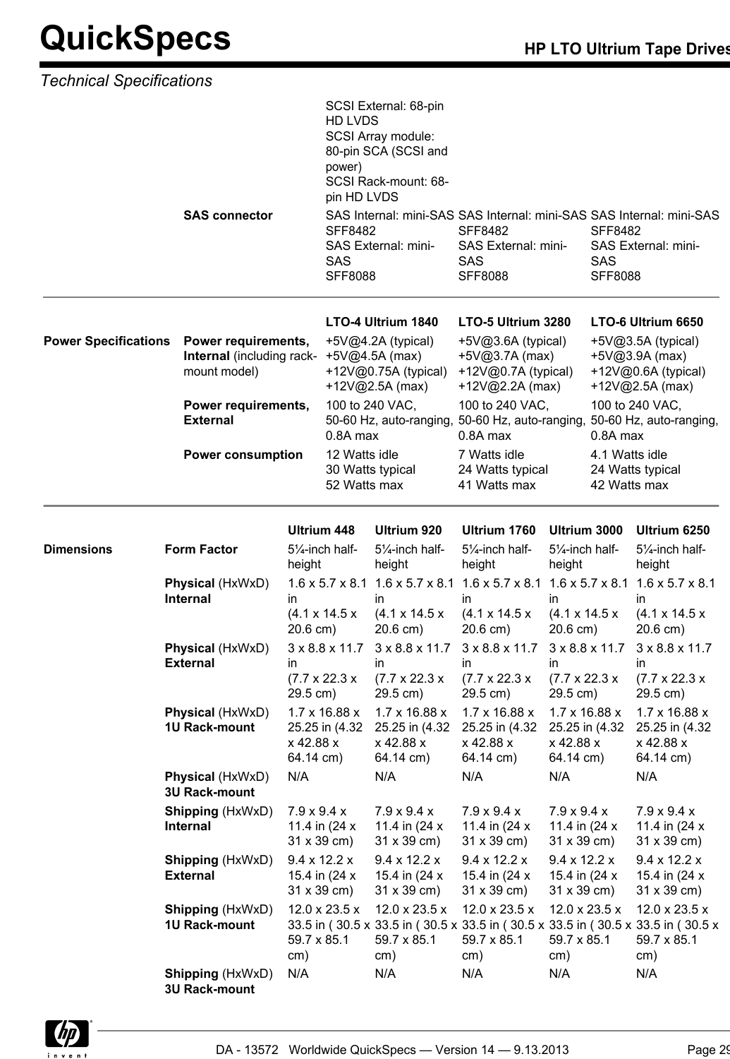## Technical Specifications

| | | | | |
|---|---|---|---|---|
| | | SCSI External: 68-pin HD LVDS<br>SCSI Array module: 80-pin SCA (SCSI and power)<br>SCSI Rack-mount: 68-pin HD LVDS | | |
| | **SAS connector** | SAS Internal: mini-SAS SFF8482<br>SAS External: mini-SAS SFF8088 | SAS Internal: mini-SAS SFF8482<br>SAS External: mini-SAS SFF8088 | SAS Internal: mini-SAS SFF8482<br>SAS External: mini-SAS SFF8088 |

| | | LTO-4 Ultrium 1840 | LTO-5 Ultrium 3280 | LTO-6 Ultrium 6650 |
|---|---|---|---|---|
| **Power Specifications** | **Power requirements, Internal** (including rack-mount model) | +5V@4.2A (typical)<br>+5V@4.5A (max)<br>+12V@0.75A (typical)<br>+12V@2.5A (max) | +5V@3.6A (typical)<br>+5V@3.7A (max)<br>+12V@0.7A (typical)<br>+12V@2.2A (max) | +5V@3.5A (typical)<br>+5V@3.9A (max)<br>+12V@0.6A (typical)<br>+12V@2.5A (max) |
| | **Power requirements, External** | 100 to 240 VAC, 50-60 Hz, auto-ranging, 0.8A max | 100 to 240 VAC, 50-60 Hz, auto-ranging, 0.8A max | 100 to 240 VAC, 50-60 Hz, auto-ranging, 0.8A max |
| | **Power consumption** | 12 Watts idle<br>30 Watts typical<br>52 Watts max | 7 Watts idle<br>24 Watts typical<br>41 Watts max | 4.1 Watts idle<br>24 Watts typical<br>42 Watts max |

| | | Ultrium 448 | Ultrium 920 | Ultrium 1760 | Ultrium 3000 | Ultrium 6250 |
|---|---|---|---|---|---|---|
| **Dimensions** | **Form Factor** | 5¼-inch half-height | 5¼-inch half-height | 5¼-inch half-height | 5¼-inch half-height | 5¼-inch half-height |
| | **Physical** (HxWxD) **Internal** | 1.6 x 5.7 x 8.1 in<br>(4.1 x 14.5 x 20.6 cm) | 1.6 x 5.7 x 8.1 in<br>(4.1 x 14.5 x 20.6 cm) | 1.6 x 5.7 x 8.1 in<br>(4.1 x 14.5 x 20.6 cm) | 1.6 x 5.7 x 8.1 in<br>(4.1 x 14.5 x 20.6 cm) | 1.6 x 5.7 x 8.1 in<br>(4.1 x 14.5 x 20.6 cm) |
| | **Physical** (HxWxD) **External** | 3 x 8.8 x 11.7 in<br>(7.7 x 22.3 x 29.5 cm) | 3 x 8.8 x 11.7 in<br>(7.7 x 22.3 x 29.5 cm) | 3 x 8.8 x 11.7 in<br>(7.7 x 22.3 x 29.5 cm) | 3 x 8.8 x 11.7 in<br>(7.7 x 22.3 x 29.5 cm) | 3 x 8.8 x 11.7 in<br>(7.7 x 22.3 x 29.5 cm) |
| | **Physical** (HxWxD) **1U Rack-mount** | 1.7 x 16.88 x 25.25 in (4.32 x 42.88 x 64.14 cm) | 1.7 x 16.88 x 25.25 in (4.32 x 42.88 x 64.14 cm) | 1.7 x 16.88 x 25.25 in (4.32 x 42.88 x 64.14 cm) | 1.7 x 16.88 x 25.25 in (4.32 x 42.88 x 64.14 cm) | 1.7 x 16.88 x 25.25 in (4.32 x 42.88 x 64.14 cm) |
| | **Physical** (HxWxD) **3U Rack-mount** | N/A | N/A | N/A | N/A | N/A |
| | **Shipping** (HxWxD) **Internal** | 7.9 x 9.4 x 11.4 in (24 x 31 x 39 cm) | 7.9 x 9.4 x 11.4 in (24 x 31 x 39 cm) | 7.9 x 9.4 x 11.4 in (24 x 31 x 39 cm) | 7.9 x 9.4 x 11.4 in (24 x 31 x 39 cm) | 7.9 x 9.4 x 11.4 in (24 x 31 x 39 cm) |
| | **Shipping** (HxWxD) **External** | 9.4 x 12.2 x 15.4 in (24 x 31 x 39 cm) | 9.4 x 12.2 x 15.4 in (24 x 31 x 39 cm) | 9.4 x 12.2 x 15.4 in (24 x 31 x 39 cm) | 9.4 x 12.2 x 15.4 in (24 x 31 x 39 cm) | 9.4 x 12.2 x 15.4 in (24 x 31 x 39 cm) |
| | **Shipping** (HxWxD) **1U Rack-mount** | 12.0 x 23.5 x 33.5 in ( 30.5 x 59.7 x 85.1 cm) | 12.0 x 23.5 x 33.5 in ( 30.5 x 59.7 x 85.1 cm) | 12.0 x 23.5 x 33.5 in ( 30.5 x 59.7 x 85.1 cm) | 12.0 x 23.5 x 33.5 in ( 30.5 x 59.7 x 85.1 cm) | 12.0 x 23.5 x 33.5 in ( 30.5 x 59.7 x 85.1 cm) |
| | **Shipping** (HxWxD) **3U Rack-mount** | N/A | N/A | N/A | N/A | N/A |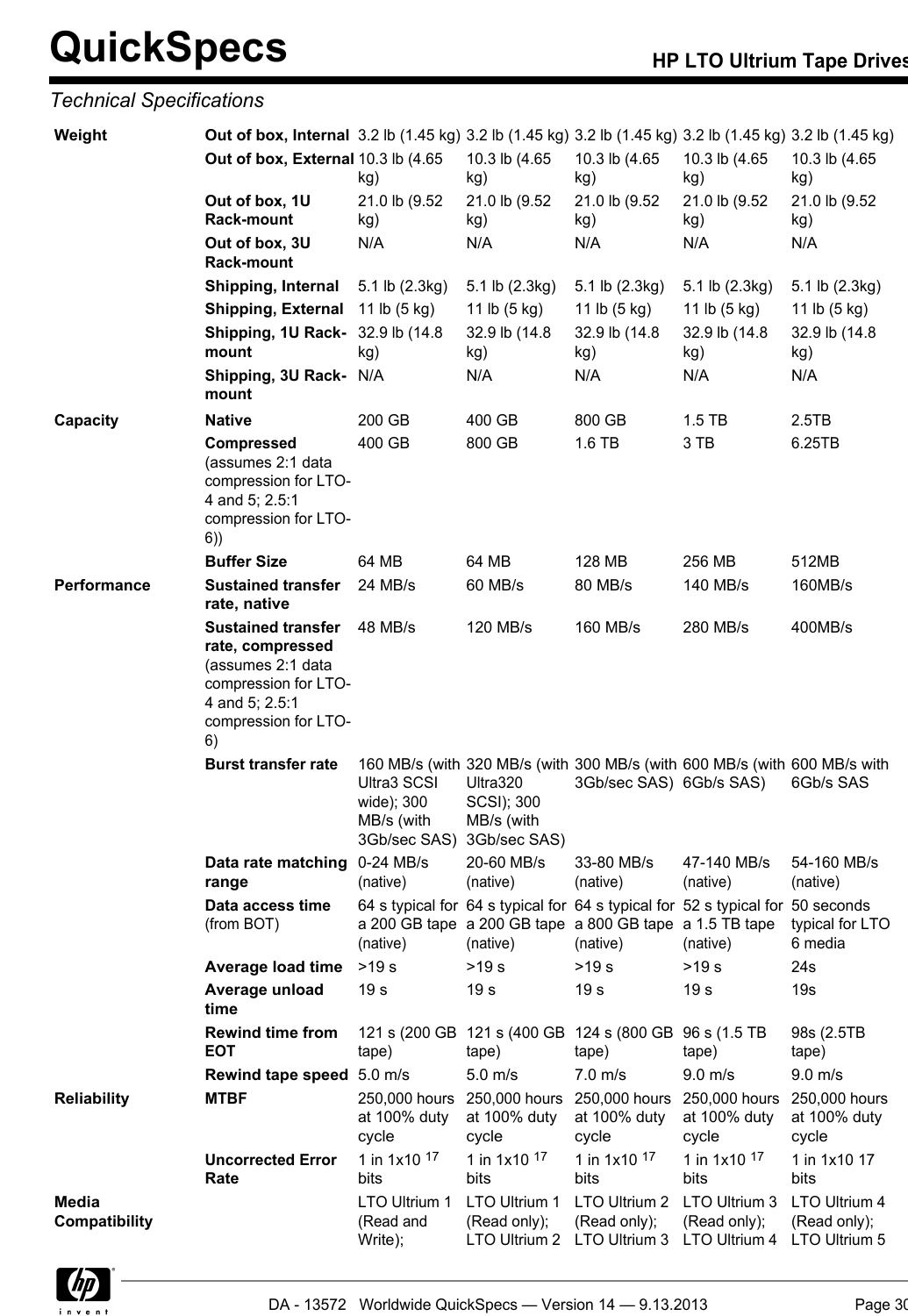## Technical Specifications

| | | | | | | |
|---|---|---|---|---|---|---|
| **Weight** | **Out of box, Internal** | 3.2 lb (1.45 kg) | 3.2 lb (1.45 kg) | 3.2 lb (1.45 kg) | 3.2 lb (1.45 kg) | 3.2 lb (1.45 kg) |
| | **Out of box, External** | 10.3 lb (4.65 kg) | 10.3 lb (4.65 kg) | 10.3 lb (4.65 kg) | 10.3 lb (4.65 kg) | 10.3 lb (4.65 kg) |
| | **Out of box, 1U Rack-mount** | 21.0 lb (9.52 kg) | 21.0 lb (9.52 kg) | 21.0 lb (9.52 kg) | 21.0 lb (9.52 kg) | 21.0 lb (9.52 kg) |
| | **Out of box, 3U Rack-mount** | N/A | N/A | N/A | N/A | N/A |
| | **Shipping, Internal** | 5.1 lb (2.3kg) | 5.1 lb (2.3kg) | 5.1 lb (2.3kg) | 5.1 lb (2.3kg) | 5.1 lb (2.3kg) |
| | **Shipping, External** | 11 lb (5 kg) | 11 lb (5 kg) | 11 lb (5 kg) | 11 lb (5 kg) | 11 lb (5 kg) |
| | **Shipping, 1U Rack-mount** | 32.9 lb (14.8 kg) | 32.9 lb (14.8 kg) | 32.9 lb (14.8 kg) | 32.9 lb (14.8 kg) | 32.9 lb (14.8 kg) |
| | **Shipping, 3U Rack-mount** | N/A | N/A | N/A | N/A | N/A |
| **Capacity** | **Native** | 200 GB | 400 GB | 800 GB | 1.5 TB | 2.5TB |
| | **Compressed** (assumes 2:1 data compression for LTO-4 and 5; 2.5:1 compression for LTO-6)) | 400 GB | 800 GB | 1.6 TB | 3 TB | 6.25TB |
| | **Buffer Size** | 64 MB | 64 MB | 128 MB | 256 MB | 512MB |
| **Performance** | **Sustained transfer rate, native** | 24 MB/s | 60 MB/s | 80 MB/s | 140 MB/s | 160MB/s |
| | **Sustained transfer rate, compressed** (assumes 2:1 data compression for LTO-4 and 5; 2.5:1 compression for LTO-6) | 48 MB/s | 120 MB/s | 160 MB/s | 280 MB/s | 400MB/s |
| | **Burst transfer rate** | 160 MB/s (with Ultra3 SCSI wide); 300 MB/s (with 3Gb/sec SAS) | 320 MB/s (with Ultra320 SCSI); 300 MB/s (with 3Gb/sec SAS) | 300 MB/s (with 3Gb/sec SAS) | 600 MB/s (with 6Gb/s SAS) | 600 MB/s with 6Gb/s SAS |
| | **Data rate matching range** | 0-24 MB/s (native) | 20-60 MB/s (native) | 33-80 MB/s (native) | 47-140 MB/s (native) | 54-160 MB/s (native) |
| | **Data access time** (from BOT) | 64 s typical for a 200 GB tape (native) | 64 s typical for a 200 GB tape (native) | 64 s typical for a 800 GB tape (native) | 52 s typical for a 1.5 TB tape (native) | 50 seconds typical for LTO 6 media |
| | **Average load time** | >19 s | >19 s | >19 s | >19 s | 24s |
| | **Average unload time** | 19 s | 19 s | 19 s | 19 s | 19s |
| | **Rewind time from EOT** | 121 s (200 GB tape) | 121 s (400 GB tape) | 124 s (800 GB tape) | 96 s (1.5 TB tape) | 98s (2.5TB tape) |
| | **Rewind tape speed** | 5.0 m/s | 5.0 m/s | 7.0 m/s | 9.0 m/s | 9.0 m/s |
| **Reliability** | **MTBF** | 250,000 hours at 100% duty cycle | 250,000 hours at 100% duty cycle | 250,000 hours at 100% duty cycle | 250,000 hours at 100% duty cycle | 250,000 hours at 100% duty cycle |
| | **Uncorrected Error Rate** | 1 in $1x10^{17}$ bits | 1 in $1x10^{17}$ bits | 1 in $1x10^{17}$ bits | 1 in $1x10^{17}$ bits | 1 in 1x10 17 bits |
| **Media Compatibility** | | LTO Ultrium 1 (Read and Write); | LTO Ultrium 1 (Read only); LTO Ultrium 2 | LTO Ultrium 2 (Read only); LTO Ultrium 3 | LTO Ultrium 3 (Read only); LTO Ultrium 4 | LTO Ultrium 4 (Read only); LTO Ultrium 5 |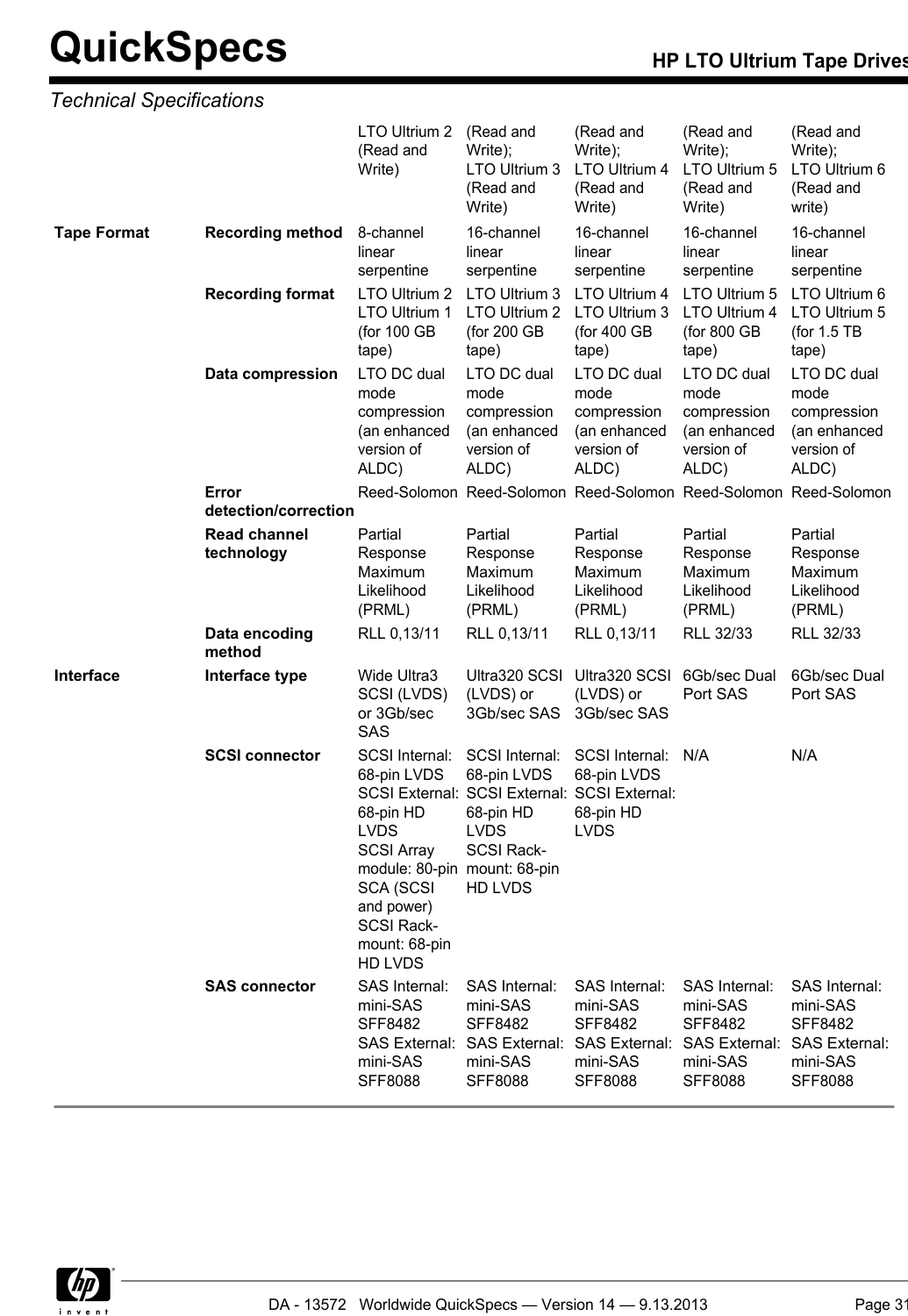*Technical Specifications*

| | | | | | | |
|---|---|---|---|---|---|---|
| | | LTO Ultrium 2 (Read and Write) | (Read and Write); LTO Ultrium 3 (Read and Write) | (Read and Write); LTO Ultrium 4 (Read and Write) | (Read and Write); LTO Ultrium 5 (Read and Write) | (Read and Write); LTO Ultrium 6 (Read and write) |
| **Tape Format** | **Recording method** | 8-channel linear serpentine | 16-channel linear serpentine | 16-channel linear serpentine | 16-channel linear serpentine | 16-channel linear serpentine |
| | **Recording format** | LTO Ultrium 2 LTO Ultrium 1 (for 100 GB tape) | LTO Ultrium 3 LTO Ultrium 2 (for 200 GB tape) | LTO Ultrium 4 LTO Ultrium 3 (for 400 GB tape) | LTO Ultrium 5 LTO Ultrium 4 (for 800 GB tape) | LTO Ultrium 6 LTO Ultrium 5 (for 1.5 TB tape) |
| | **Data compression** | LTO DC dual mode compression (an enhanced version of ALDC) | LTO DC dual mode compression (an enhanced version of ALDC) | LTO DC dual mode compression (an enhanced version of ALDC) | LTO DC dual mode compression (an enhanced version of ALDC) | LTO DC dual mode compression (an enhanced version of ALDC) |
| | **Error detection/correction** | Reed-Solomon | Reed-Solomon | Reed-Solomon | Reed-Solomon | Reed-Solomon |
| | **Read channel technology** | Partial Response Maximum Likelihood (PRML) | Partial Response Maximum Likelihood (PRML) | Partial Response Maximum Likelihood (PRML) | Partial Response Maximum Likelihood (PRML) | Partial Response Maximum Likelihood (PRML) |
| | **Data encoding method** | RLL 0,13/11 | RLL 0,13/11 | RLL 0,13/11 | RLL 32/33 | RLL 32/33 |
| **Interface** | **Interface type** | Wide Ultra3 SCSI (LVDS) or 3Gb/sec SAS | Ultra320 SCSI (LVDS) or 3Gb/sec SAS | Ultra320 SCSI (LVDS) or 3Gb/sec SAS | 6Gb/sec Dual Port SAS | 6Gb/sec Dual Port SAS |
| | **SCSI connector** | SCSI Internal: 68-pin LVDS SCSI External: 68-pin HD LVDS SCSI Array module: 80-pin SCA (SCSI and power) SCSI Rack-mount: 68-pin HD LVDS | SCSI Internal: 68-pin LVDS SCSI External: 68-pin HD LVDS SCSI Rack-mount: 68-pin HD LVDS | SCSI Internal: 68-pin LVDS SCSI External: 68-pin HD LVDS | N/A | N/A |
| | **SAS connector** | SAS Internal: mini-SAS SFF8482 SAS External: mini-SAS SFF8088 | SAS Internal: mini-SAS SFF8482 SAS External: mini-SAS SFF8088 | SAS Internal: mini-SAS SFF8482 SAS External: mini-SAS SFF8088 | SAS Internal: mini-SAS SFF8482 SAS External: mini-SAS SFF8088 | SAS Internal: mini-SAS SFF8482 SAS External: mini-SAS SFF8088 |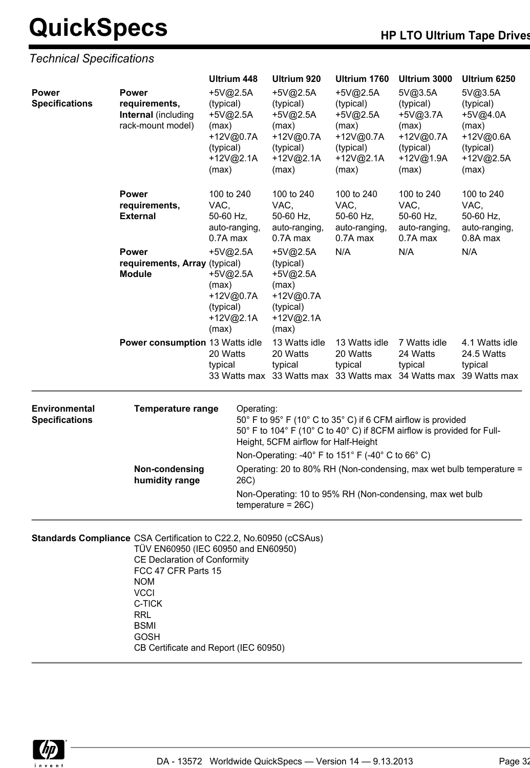# QuickSpecs

## HP LTO Ultrium Tape Drives

*Technical Specifications*

| | | Ultrium 448 | Ultrium 920 | Ultrium 1760 | Ultrium 3000 | Ultrium 6250 |
|---|---|---|---|---|---|---|
| **Power Specifications** | **Power requirements, Internal** (including rack-mount model) | +5V@2.5A (typical) +5V@2.5A (max) +12V@0.7A (typical) +12V@2.1A (max) | +5V@2.5A (typical) +5V@2.5A (max) +12V@0.7A (typical) +12V@2.1A (max) | +5V@2.5A (typical) +5V@2.5A (max) +12V@0.7A (typical) +12V@2.1A (max) | 5V@3.5A (typical) +5V@3.7A (max) +12V@0.7A (typical) +12V@1.9A (max) | 5V@3.5A (typical) +5V@4.0A (max) +12V@0.6A (typical) +12V@2.5A (max) |
| | **Power requirements, External** | 100 to 240 VAC, 50-60 Hz, auto-ranging, 0.7A max | 100 to 240 VAC, 50-60 Hz, auto-ranging, 0.7A max | 100 to 240 VAC, 50-60 Hz, auto-ranging, 0.7A max | 100 to 240 VAC, 50-60 Hz, auto-ranging, 0.7A max | 100 to 240 VAC, 50-60 Hz, auto-ranging, 0.8A max |
| | **Power requirements, Array Module** | +5V@2.5A (typical) +5V@2.5A (max) +12V@0.7A (typical) +12V@2.1A (max) | +5V@2.5A (typical) +5V@2.5A (max) +12V@0.7A (typical) +12V@2.1A (max) | N/A | N/A | N/A |
| | **Power consumption** | 13 Watts idle 20 Watts typical 33 Watts max | 13 Watts idle 20 Watts typical 33 Watts max | 13 Watts idle 20 Watts typical 33 Watts max | 7 Watts idle 24 Watts typical 34 Watts max | 4.1 Watts idle 24.5 Watts typical 39 Watts max |

| | | |
|---|---|---|
| **Environmental Specifications** | **Temperature range** | Operating:<br>50° F to 95° F (10° C to 35° C) if 6 CFM airflow is provided<br>50° F to 104° F (10° C to 40° C) if 8CFM airflow is provided for Full-Height, 5CFM airflow for Half-Height<br>Non-Operating: -40° F to 151° F (-40° C to 66° C) |
| | **Non-condensing humidity range** | Operating: 20 to 80% RH (Non-condensing, max wet bulb temperature = 26C)<br>Non-Operating: 10 to 95% RH (Non-condensing, max wet bulb temperature = 26C) |

**Standards Compliance**

CSA Certification to C22.2, No.60950 (cCSAus)
TÜV EN60950 (IEC 60950 and EN60950)
CE Declaration of Conformity
FCC 47 CFR Parts 15
NOM
VCCI
C-TICK
RRL
BSMI
GOSH
CB Certificate and Report (IEC 60950)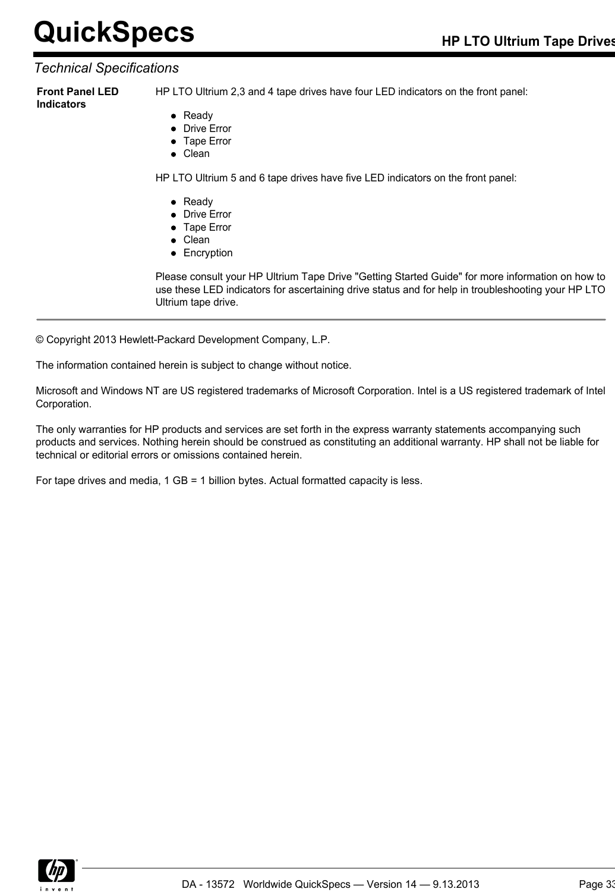## Technical Specifications

**Front Panel LED Indicators**

HP LTO Ultrium 2,3 and 4 tape drives have four LED indicators on the front panel:

- Ready
- Drive Error
- Tape Error
- Clean

HP LTO Ultrium 5 and 6 tape drives have five LED indicators on the front panel:

- Ready
- Drive Error
- Tape Error
- Clean
- Encryption

Please consult your HP Ultrium Tape Drive "Getting Started Guide" for more information on how to use these LED indicators for ascertaining drive status and for help in troubleshooting your HP LTO Ultrium tape drive.

---

© Copyright 2013 Hewlett-Packard Development Company, L.P.

The information contained herein is subject to change without notice.

Microsoft and Windows NT are US registered trademarks of Microsoft Corporation. Intel is a US registered trademark of Intel Corporation.

The only warranties for HP products and services are set forth in the express warranty statements accompanying such products and services. Nothing herein should be construed as constituting an additional warranty. HP shall not be liable for technical or editorial errors or omissions contained herein.

For tape drives and media, 1 GB = 1 billion bytes. Actual formatted capacity is less.